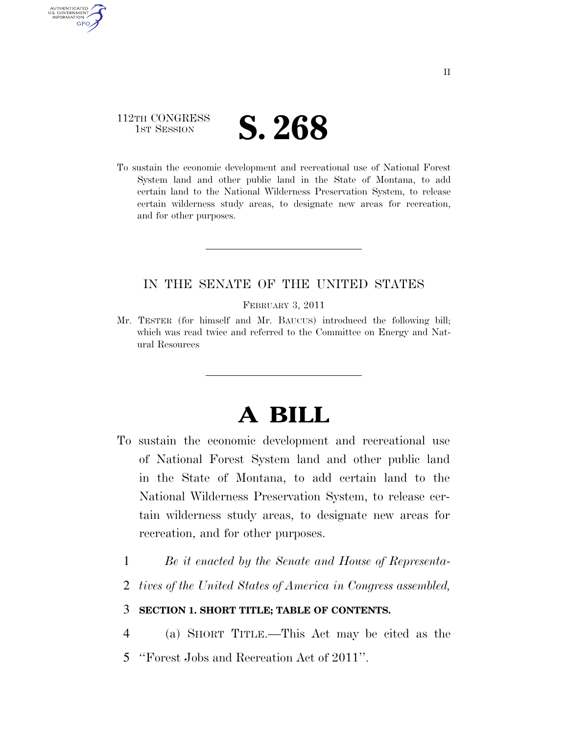112TH CONGRESS
1ST SESSION

# S. 268

To sustain the economic development and recreational use of National Forest System land and other public land in the State of Montana, to add certain land to the National Wilderness Preservation System, to release certain wilderness study areas, to designate new areas for recreation, and for other purposes.

---

IN THE SENATE OF THE UNITED STATES

FEBRUARY 3, 2011

Mr. TESTER (for himself and Mr. BAUCUS) introduced the following bill; which was read twice and referred to the Committee on Energy and Natural Resources

---

# A BILL

To sustain the economic development and recreational use of National Forest System land and other public land in the State of Montana, to add certain land to the National Wilderness Preservation System, to release certain wilderness study areas, to designate new areas for recreation, and for other purposes.

1 *Be it enacted by the Senate and House of Representa-*
2 *tives of the United States of America in Congress assembled,*

3 **SECTION 1. SHORT TITLE; TABLE OF CONTENTS.**

4 (a) SHORT TITLE.—This Act may be cited as the
5 ''Forest Jobs and Recreation Act of 2011''.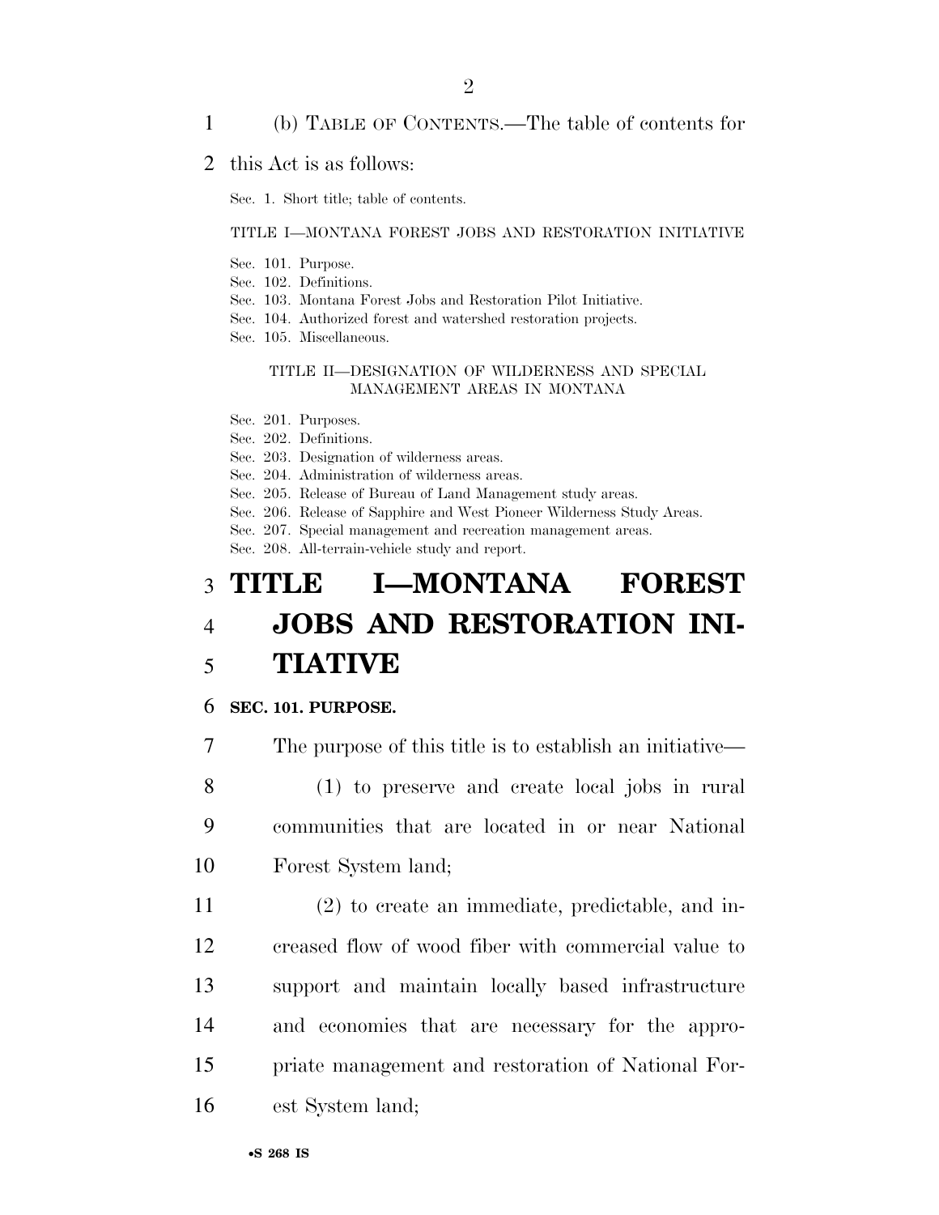(b) TABLE OF CONTENTS.—The table of contents for this Act is as follows:

Sec. 1. Short title; table of contents.

TITLE I—MONTANA FOREST JOBS AND RESTORATION INITIATIVE

Sec. 101. Purpose.
Sec. 102. Definitions.
Sec. 103. Montana Forest Jobs and Restoration Pilot Initiative.
Sec. 104. Authorized forest and watershed restoration projects.
Sec. 105. Miscellaneous.

TITLE II—DESIGNATION OF WILDERNESS AND SPECIAL MANAGEMENT AREAS IN MONTANA

Sec. 201. Purposes.
Sec. 202. Definitions.
Sec. 203. Designation of wilderness areas.
Sec. 204. Administration of wilderness areas.
Sec. 205. Release of Bureau of Land Management study areas.
Sec. 206. Release of Sapphire and West Pioneer Wilderness Study Areas.
Sec. 207. Special management and recreation management areas.
Sec. 208. All-terrain-vehicle study and report.

# TITLE I—MONTANA FOREST JOBS AND RESTORATION INITIATIVE

## SEC. 101. PURPOSE.

The purpose of this title is to establish an initiative—

(1) to preserve and create local jobs in rural communities that are located in or near National Forest System land;

(2) to create an immediate, predictable, and increased flow of wood fiber with commercial value to support and maintain locally based infrastructure and economies that are necessary for the appropriate management and restoration of National Forest System land;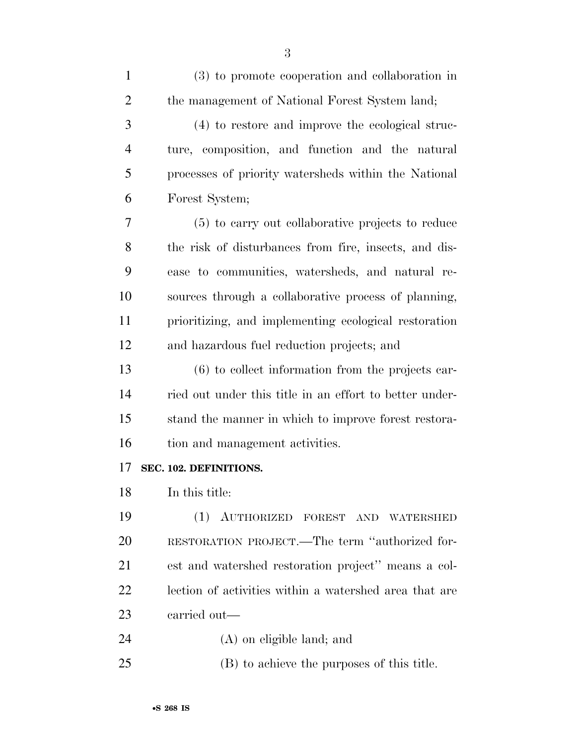(3) to promote cooperation and collaboration in the management of National Forest System land;

(4) to restore and improve the ecological structure, composition, and function and the natural processes of priority watersheds within the National Forest System;

(5) to carry out collaborative projects to reduce the risk of disturbances from fire, insects, and disease to communities, watersheds, and natural resources through a collaborative process of planning, prioritizing, and implementing ecological restoration and hazardous fuel reduction projects; and

(6) to collect information from the projects carried out under this title in an effort to better understand the manner in which to improve forest restoration and management activities.

**SEC. 102. DEFINITIONS.**

In this title:

(1) AUTHORIZED FOREST AND WATERSHED RESTORATION PROJECT.—The term "authorized forest and watershed restoration project" means a collection of activities within a watershed area that are carried out—

(A) on eligible land; and

(B) to achieve the purposes of this title.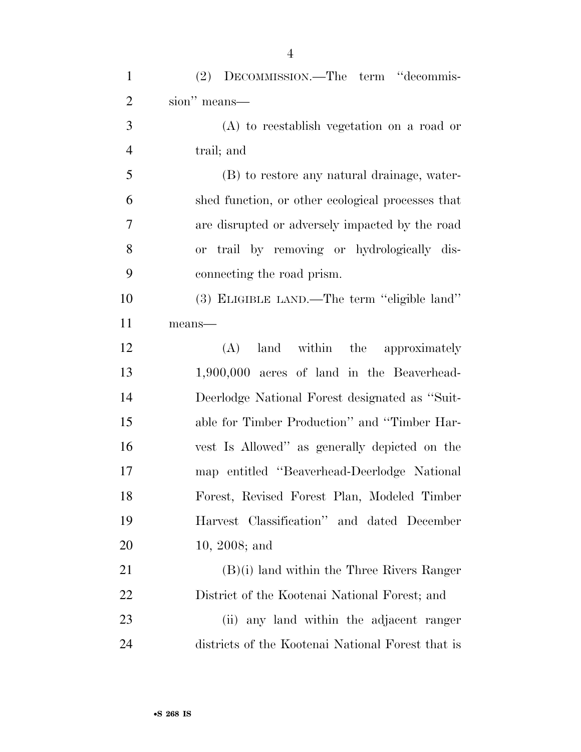(2) DECOMMISSION.—The term ''decommission'' means—

(A) to reestablish vegetation on a road or trail; and

(B) to restore any natural drainage, watershed function, or other ecological processes that are disrupted or adversely impacted by the road or trail by removing or hydrologically disconnecting the road prism.

(3) ELIGIBLE LAND.—The term ''eligible land'' means—

(A) land within the approximately 1,900,000 acres of land in the Beaverhead-Deerlodge National Forest designated as ''Suitable for Timber Production'' and ''Timber Harvest Is Allowed'' as generally depicted on the map entitled ''Beaverhead-Deerlodge National Forest, Revised Forest Plan, Modeled Timber Harvest Classification'' and dated December 10, 2008; and

(B)(i) land within the Three Rivers Ranger District of the Kootenai National Forest; and

(ii) any land within the adjacent ranger districts of the Kootenai National Forest that is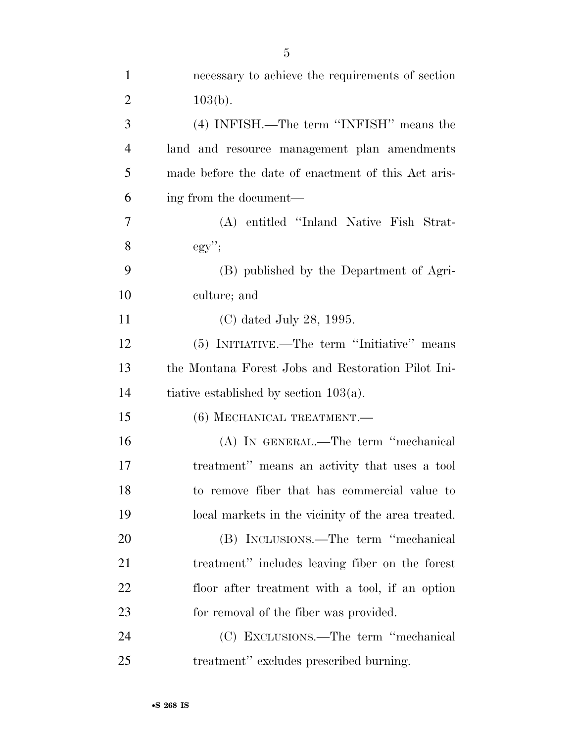necessary to achieve the requirements of section 103(b).

(4) INFISH.—The term "INFISH" means the land and resource management plan amendments made before the date of enactment of this Act arising from the document—

(A) entitled "Inland Native Fish Strategy";

(B) published by the Department of Agriculture; and

(C) dated July 28, 1995.

(5) INITIATIVE.—The term "Initiative" means the Montana Forest Jobs and Restoration Pilot Initiative established by section 103(a).

(6) MECHANICAL TREATMENT.—

(A) IN GENERAL.—The term "mechanical treatment" means an activity that uses a tool to remove fiber that has commercial value to local markets in the vicinity of the area treated.

(B) INCLUSIONS.—The term "mechanical treatment" includes leaving fiber on the forest floor after treatment with a tool, if an option for removal of the fiber was provided.

(C) EXCLUSIONS.—The term "mechanical treatment" excludes prescribed burning.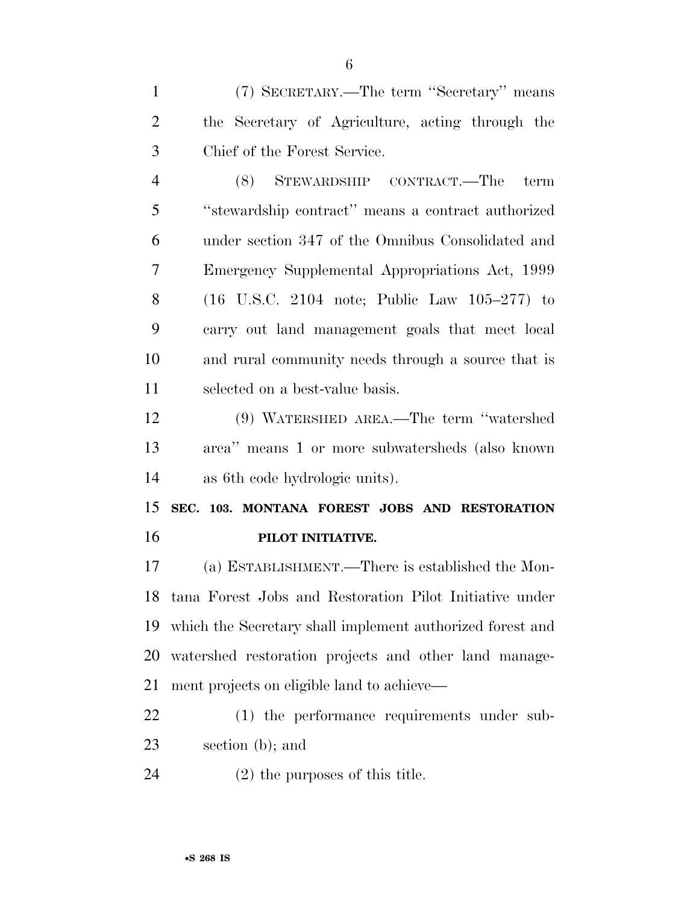(7) SECRETARY.—The term ''Secretary'' means the Secretary of Agriculture, acting through the Chief of the Forest Service.

(8) STEWARDSHIP CONTRACT.—The term ''stewardship contract'' means a contract authorized under section 347 of the Omnibus Consolidated and Emergency Supplemental Appropriations Act, 1999 (16 U.S.C. 2104 note; Public Law 105–277) to carry out land management goals that meet local and rural community needs through a source that is selected on a best-value basis.

(9) WATERSHED AREA.—The term ''watershed area'' means 1 or more subwatersheds (also known as 6th code hydrologic units).

## SEC. 103. MONTANA FOREST JOBS AND RESTORATION PILOT INITIATIVE.

(a) ESTABLISHMENT.—There is established the Montana Forest Jobs and Restoration Pilot Initiative under which the Secretary shall implement authorized forest and watershed restoration projects and other land management projects on eligible land to achieve—

(1) the performance requirements under subsection (b); and

(2) the purposes of this title.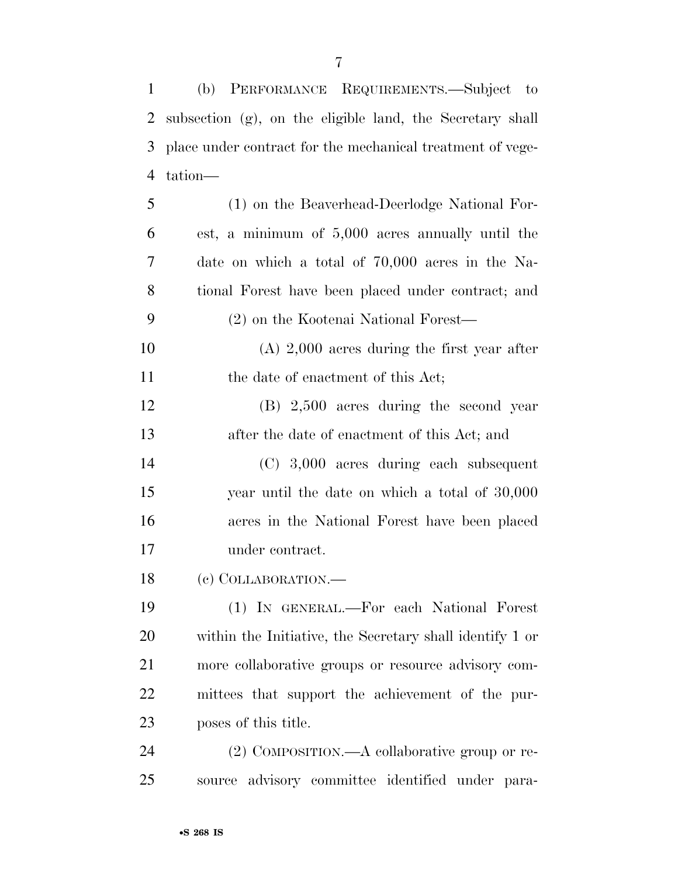(b) PERFORMANCE REQUIREMENTS.—Subject to subsection (g), on the eligible land, the Secretary shall place under contract for the mechanical treatment of vegetation—

(1) on the Beaverhead-Deerlodge National Forest, a minimum of 5,000 acres annually until the date on which a total of 70,000 acres in the National Forest have been placed under contract; and

(2) on the Kootenai National Forest—

(A) 2,000 acres during the first year after the date of enactment of this Act;

(B) 2,500 acres during the second year after the date of enactment of this Act; and

(C) 3,000 acres during each subsequent year until the date on which a total of 30,000 acres in the National Forest have been placed under contract.

(c) COLLABORATION.—

(1) IN GENERAL.—For each National Forest within the Initiative, the Secretary shall identify 1 or more collaborative groups or resource advisory committees that support the achievement of the purposes of this title.

(2) COMPOSITION.—A collaborative group or resource advisory committee identified under para-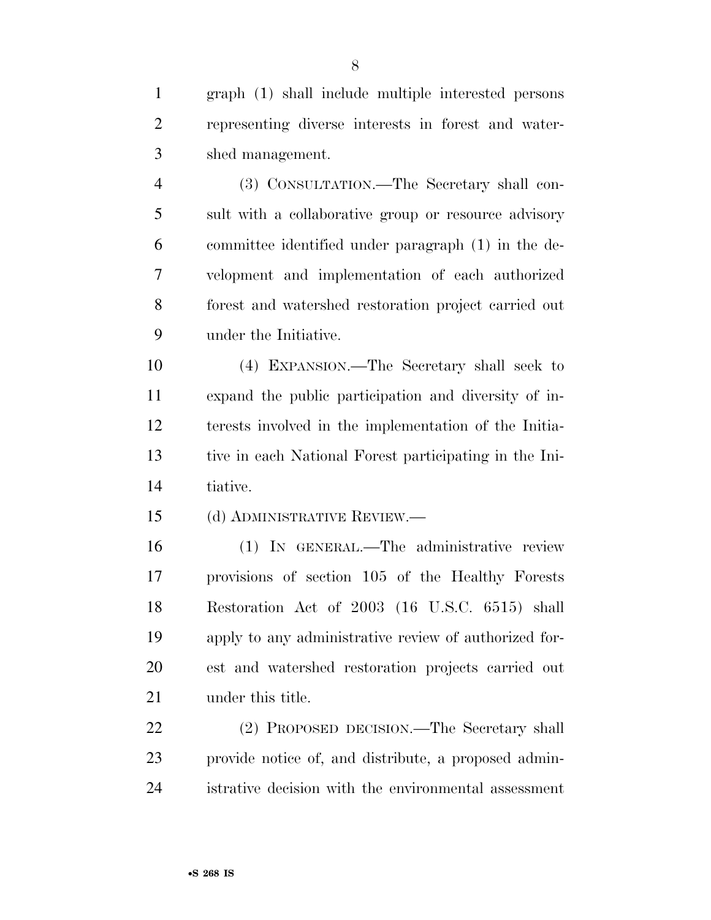graph (1) shall include multiple interested persons representing diverse interests in forest and watershed management.

(3) CONSULTATION.—The Secretary shall consult with a collaborative group or resource advisory committee identified under paragraph (1) in the development and implementation of each authorized forest and watershed restoration project carried out under the Initiative.

(4) EXPANSION.—The Secretary shall seek to expand the public participation and diversity of interests involved in the implementation of the Initiative in each National Forest participating in the Initiative.

(d) ADMINISTRATIVE REVIEW.—

(1) IN GENERAL.—The administrative review provisions of section 105 of the Healthy Forests Restoration Act of 2003 (16 U.S.C. 6515) shall apply to any administrative review of authorized forest and watershed restoration projects carried out under this title.

(2) PROPOSED DECISION.—The Secretary shall provide notice of, and distribute, a proposed administrative decision with the environmental assessment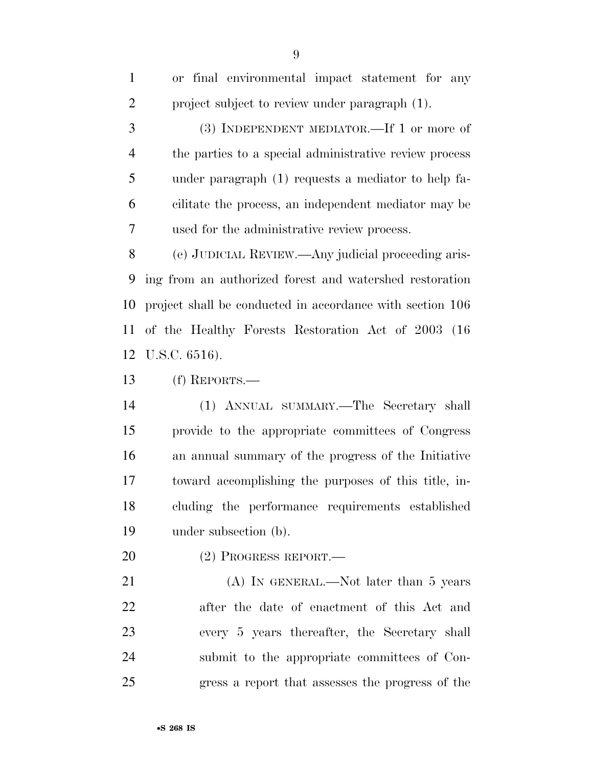or final environmental impact statement for any project subject to review under paragraph (1).

(3) INDEPENDENT MEDIATOR.—If 1 or more of the parties to a special administrative review process under paragraph (1) requests a mediator to help facilitate the process, an independent mediator may be used for the administrative review process.

(e) JUDICIAL REVIEW.—Any judicial proceeding arising from an authorized forest and watershed restoration project shall be conducted in accordance with section 106 of the Healthy Forests Restoration Act of 2003 (16 U.S.C. 6516).

(f) REPORTS.—

(1) ANNUAL SUMMARY.—The Secretary shall provide to the appropriate committees of Congress an annual summary of the progress of the Initiative toward accomplishing the purposes of this title, including the performance requirements established under subsection (b).

(2) PROGRESS REPORT.—

(A) IN GENERAL.—Not later than 5 years after the date of enactment of this Act and every 5 years thereafter, the Secretary shall submit to the appropriate committees of Congress a report that assesses the progress of the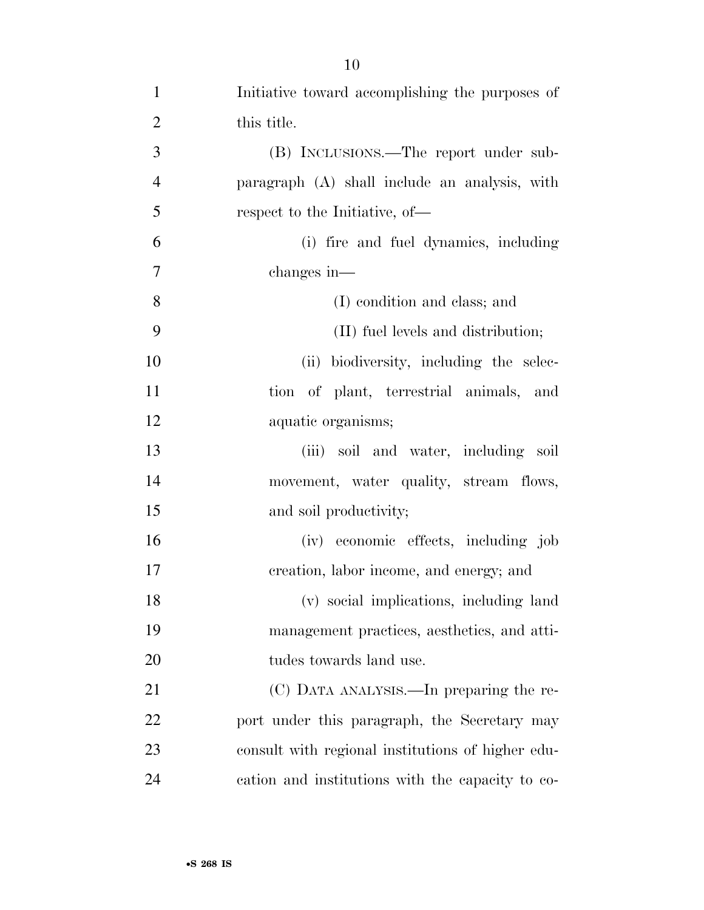Initiative toward accomplishing the purposes of this title.

(B) INCLUSIONS.—The report under subparagraph (A) shall include an analysis, with respect to the Initiative, of—

(i) fire and fuel dynamics, including changes in—

(I) condition and class; and

(II) fuel levels and distribution;

(ii) biodiversity, including the selection of plant, terrestrial animals, and aquatic organisms;

(iii) soil and water, including soil movement, water quality, stream flows, and soil productivity;

(iv) economic effects, including job creation, labor income, and energy; and

(v) social implications, including land management practices, aesthetics, and attitudes towards land use.

(C) DATA ANALYSIS.—In preparing the report under this paragraph, the Secretary may consult with regional institutions of higher education and institutions with the capacity to co-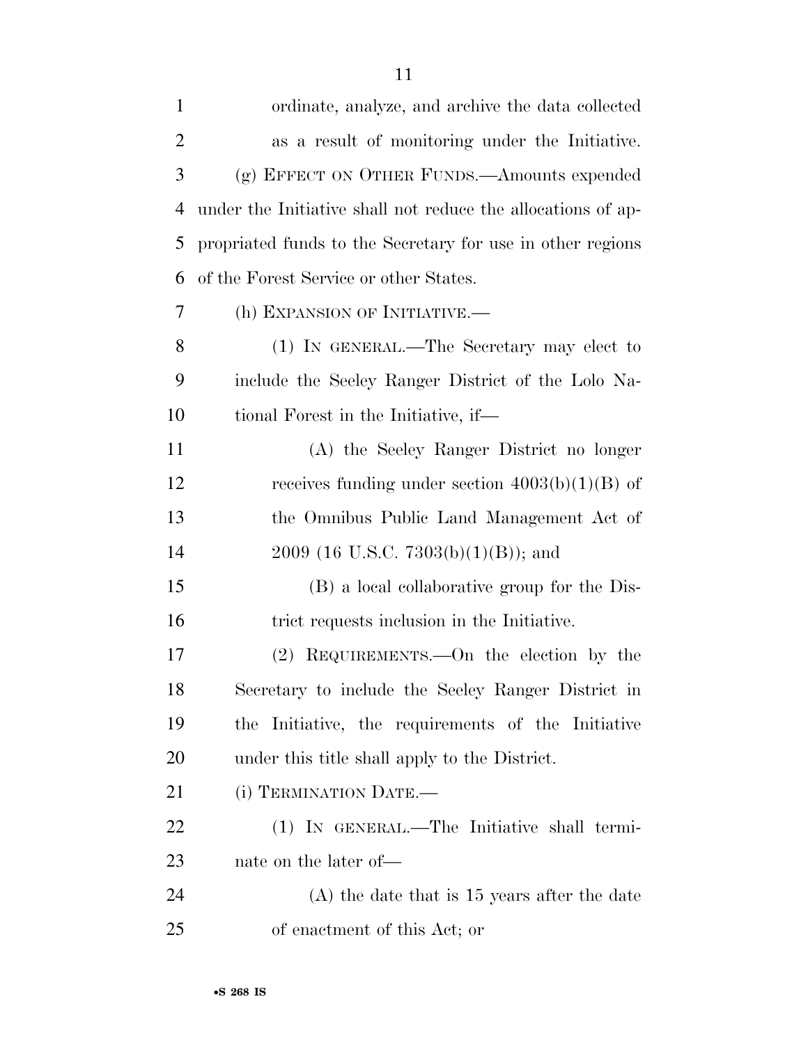ordinate, analyze, and archive the data collected as a result of monitoring under the Initiative.

(g) EFFECT ON OTHER FUNDS.—Amounts expended under the Initiative shall not reduce the allocations of appropriated funds to the Secretary for use in other regions of the Forest Service or other States.

(h) EXPANSION OF INITIATIVE.—

(1) IN GENERAL.—The Secretary may elect to include the Seeley Ranger District of the Lolo National Forest in the Initiative, if—

(A) the Seeley Ranger District no longer receives funding under section 4003(b)(1)(B) of the Omnibus Public Land Management Act of 2009 (16 U.S.C. 7303(b)(1)(B)); and

(B) a local collaborative group for the District requests inclusion in the Initiative.

(2) REQUIREMENTS.—On the election by the Secretary to include the Seeley Ranger District in the Initiative, the requirements of the Initiative under this title shall apply to the District.

(i) TERMINATION DATE.—

(1) IN GENERAL.—The Initiative shall terminate on the later of—

(A) the date that is 15 years after the date of enactment of this Act; or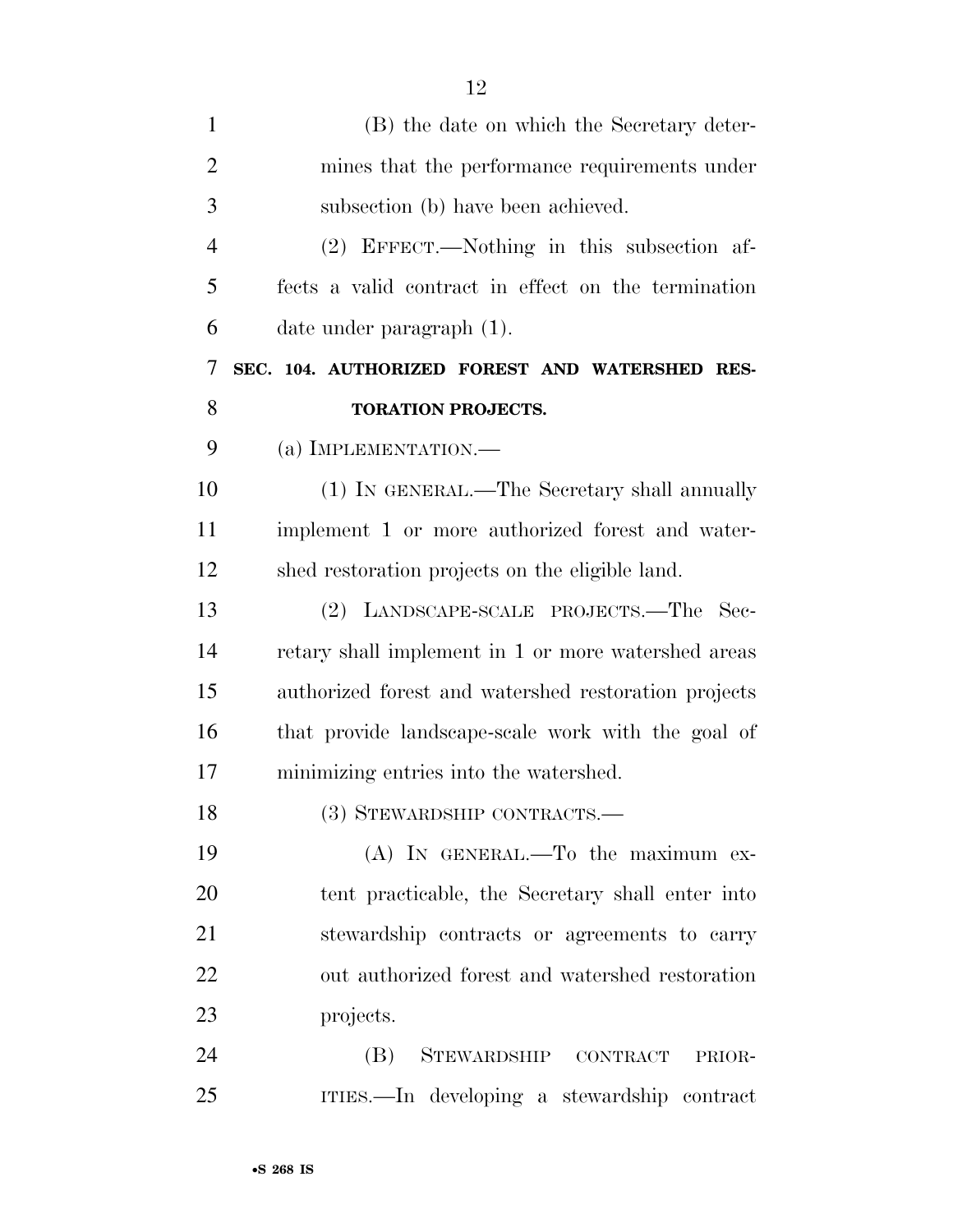(B) the date on which the Secretary determines that the performance requirements under subsection (b) have been achieved.

(2) EFFECT.—Nothing in this subsection affects a valid contract in effect on the termination date under paragraph (1).

## SEC. 104. AUTHORIZED FOREST AND WATERSHED RESTORATION PROJECTS.

(a) IMPLEMENTATION.—

(1) IN GENERAL.—The Secretary shall annually implement 1 or more authorized forest and watershed restoration projects on the eligible land.

(2) LANDSCAPE-SCALE PROJECTS.—The Secretary shall implement in 1 or more watershed areas authorized forest and watershed restoration projects that provide landscape-scale work with the goal of minimizing entries into the watershed.

(3) STEWARDSHIP CONTRACTS.—

(A) IN GENERAL.—To the maximum extent practicable, the Secretary shall enter into stewardship contracts or agreements to carry out authorized forest and watershed restoration projects.

(B) STEWARDSHIP CONTRACT PRIORITIES.—In developing a stewardship contract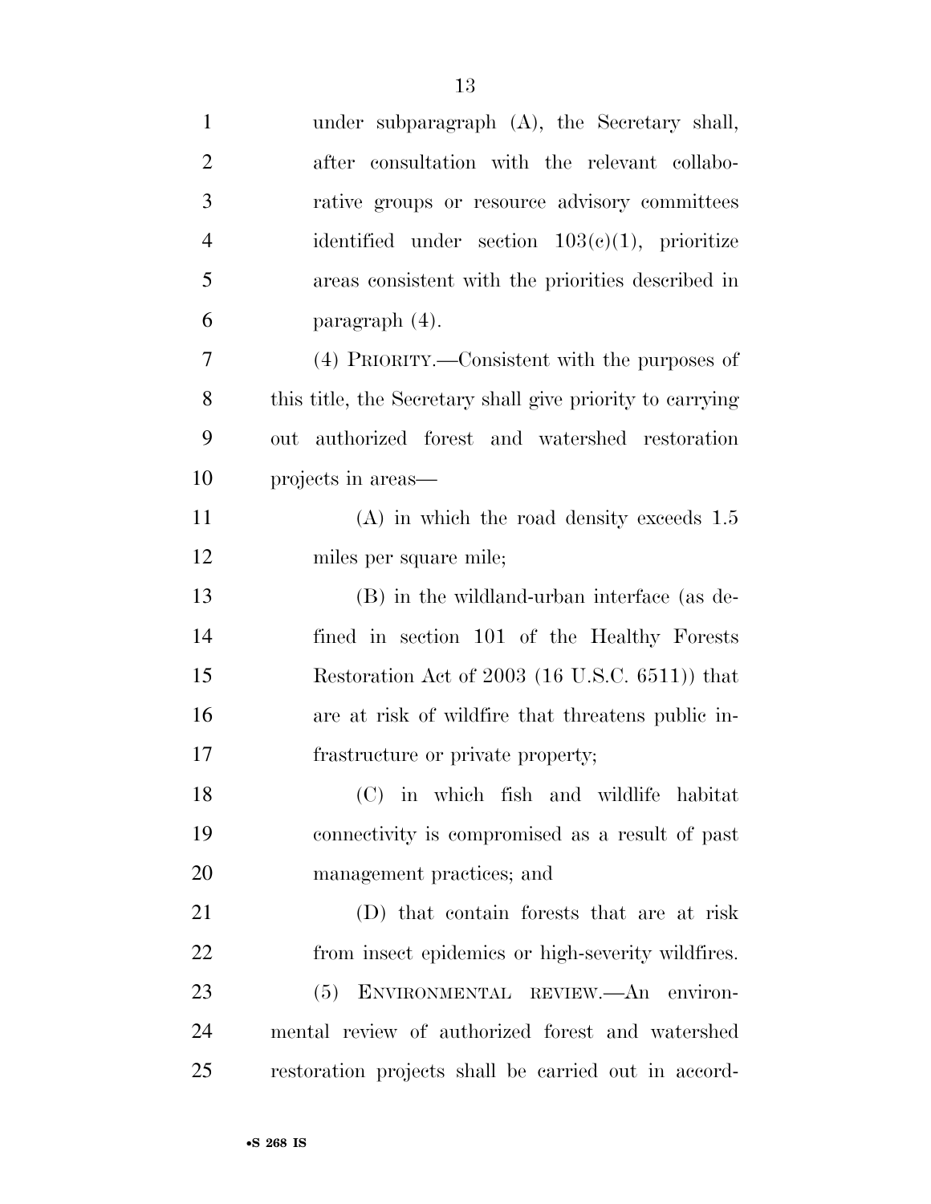under subparagraph (A), the Secretary shall, after consultation with the relevant collaborative groups or resource advisory committees identified under section 103(c)(1), prioritize areas consistent with the priorities described in paragraph (4).

(4) PRIORITY.—Consistent with the purposes of this title, the Secretary shall give priority to carrying out authorized forest and watershed restoration projects in areas—

(A) in which the road density exceeds 1.5 miles per square mile;

(B) in the wildland-urban interface (as defined in section 101 of the Healthy Forests Restoration Act of 2003 (16 U.S.C. 6511)) that are at risk of wildfire that threatens public infrastructure or private property;

(C) in which fish and wildlife habitat connectivity is compromised as a result of past management practices; and

(D) that contain forests that are at risk from insect epidemics or high-severity wildfires.

(5) ENVIRONMENTAL REVIEW.—An environmental review of authorized forest and watershed restoration projects shall be carried out in accord-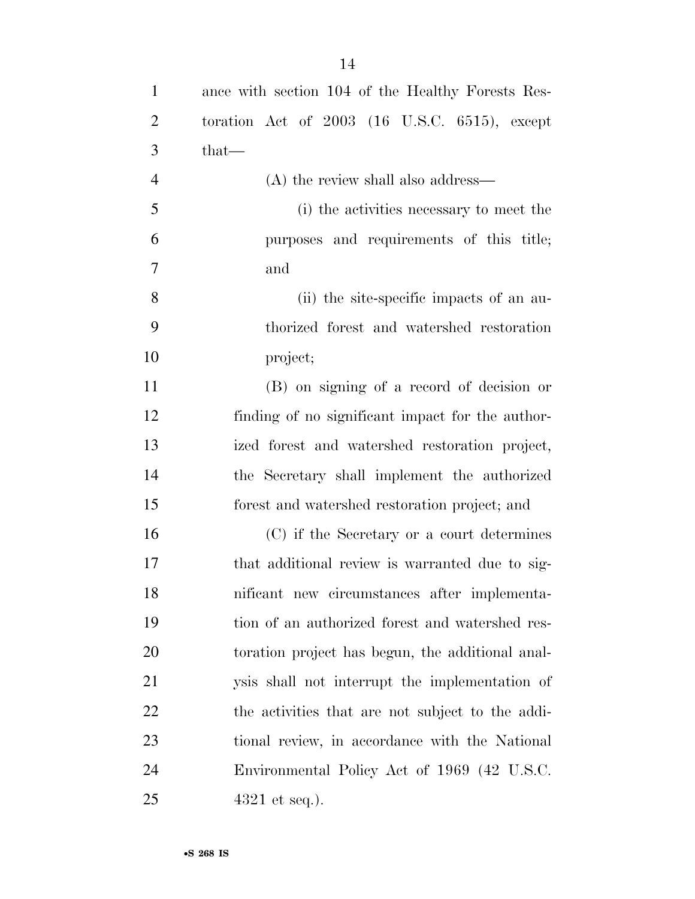ance with section 104 of the Healthy Forests Restoration Act of 2003 (16 U.S.C. 6515), except that—

(A) the review shall also address—

(i) the activities necessary to meet the purposes and requirements of this title; and

(ii) the site-specific impacts of an authorized forest and watershed restoration project;

(B) on signing of a record of decision or finding of no significant impact for the authorized forest and watershed restoration project, the Secretary shall implement the authorized forest and watershed restoration project; and

(C) if the Secretary or a court determines that additional review is warranted due to significant new circumstances after implementation of an authorized forest and watershed restoration project has begun, the additional analysis shall not interrupt the implementation of the activities that are not subject to the additional review, in accordance with the National Environmental Policy Act of 1969 (42 U.S.C. 4321 et seq.).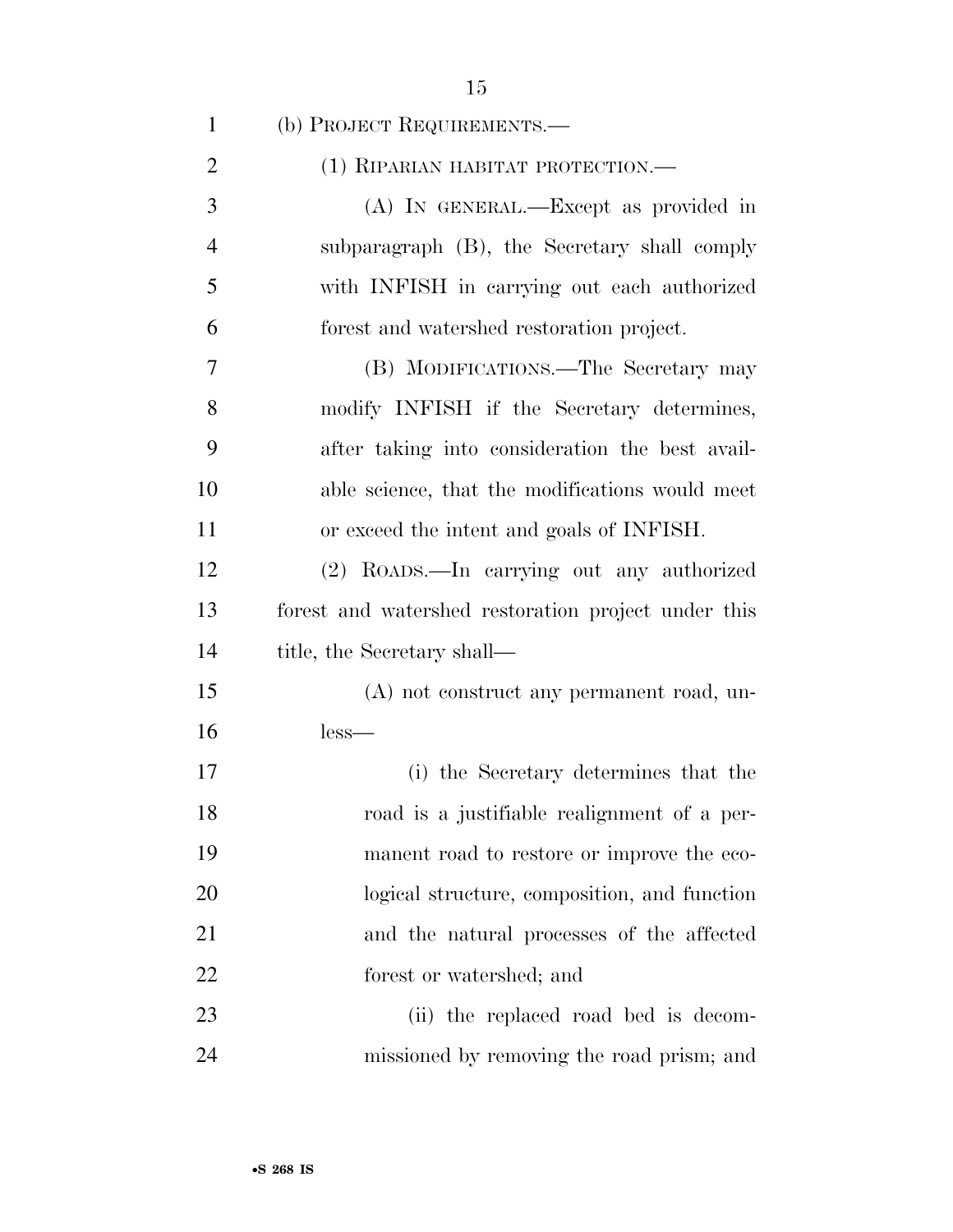(b) PROJECT REQUIREMENTS.—

(1) RIPARIAN HABITAT PROTECTION.—

(A) IN GENERAL.—Except as provided in subparagraph (B), the Secretary shall comply with INFISH in carrying out each authorized forest and watershed restoration project.

(B) MODIFICATIONS.—The Secretary may modify INFISH if the Secretary determines, after taking into consideration the best available science, that the modifications would meet or exceed the intent and goals of INFISH.

(2) ROADS.—In carrying out any authorized forest and watershed restoration project under this title, the Secretary shall—

(A) not construct any permanent road, unless—

(i) the Secretary determines that the road is a justifiable realignment of a permanent road to restore or improve the ecological structure, composition, and function and the natural processes of the affected forest or watershed; and

(ii) the replaced road bed is decommissioned by removing the road prism; and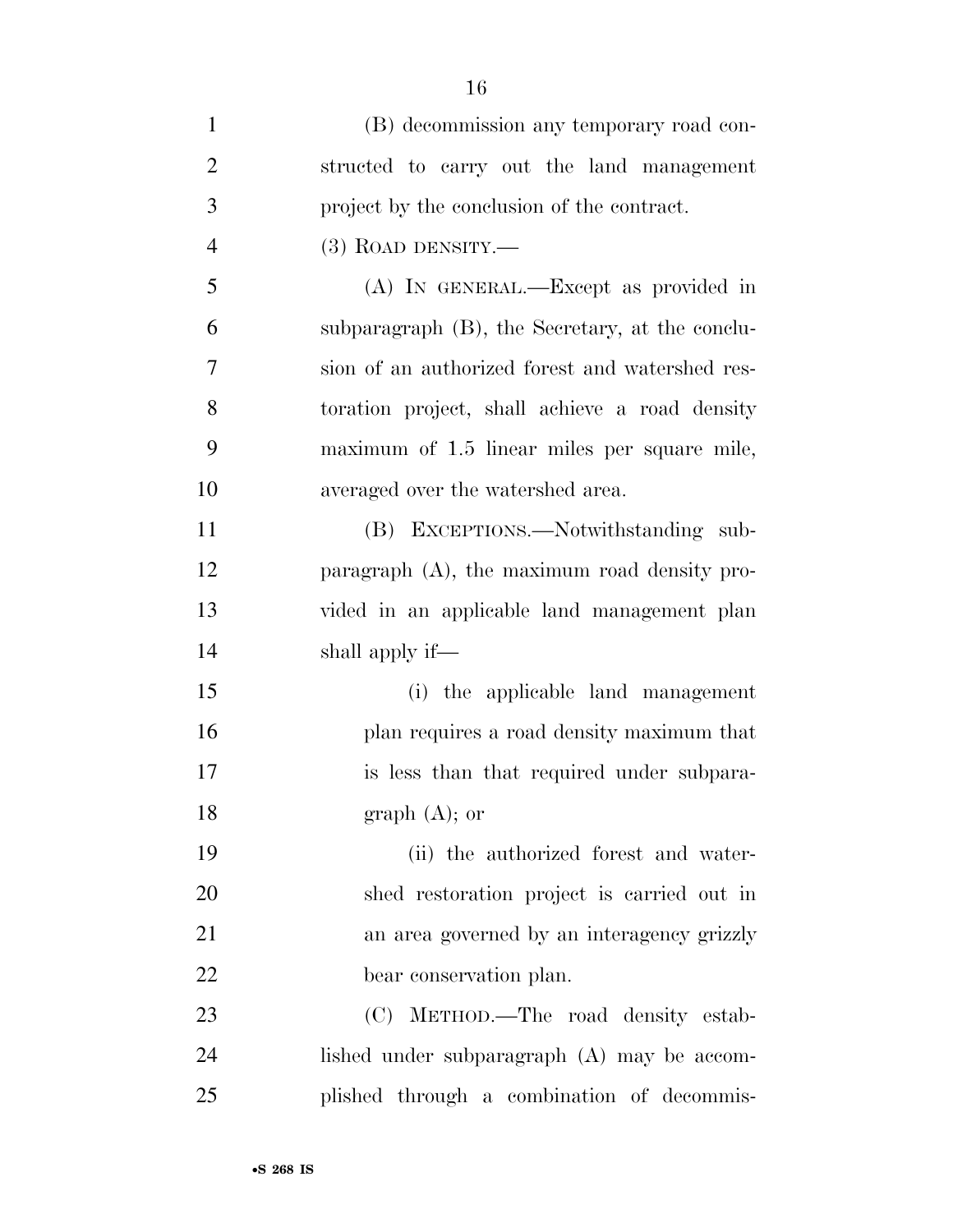(B) decommission any temporary road constructed to carry out the land management project by the conclusion of the contract.

(3) ROAD DENSITY.—

(A) IN GENERAL.—Except as provided in subparagraph (B), the Secretary, at the conclusion of an authorized forest and watershed restoration project, shall achieve a road density maximum of 1.5 linear miles per square mile, averaged over the watershed area.

(B) EXCEPTIONS.—Notwithstanding subparagraph (A), the maximum road density provided in an applicable land management plan shall apply if—

(i) the applicable land management plan requires a road density maximum that is less than that required under subparagraph (A); or

(ii) the authorized forest and watershed restoration project is carried out in an area governed by an interagency grizzly bear conservation plan.

(C) METHOD.—The road density established under subparagraph (A) may be accomplished through a combination of decommis-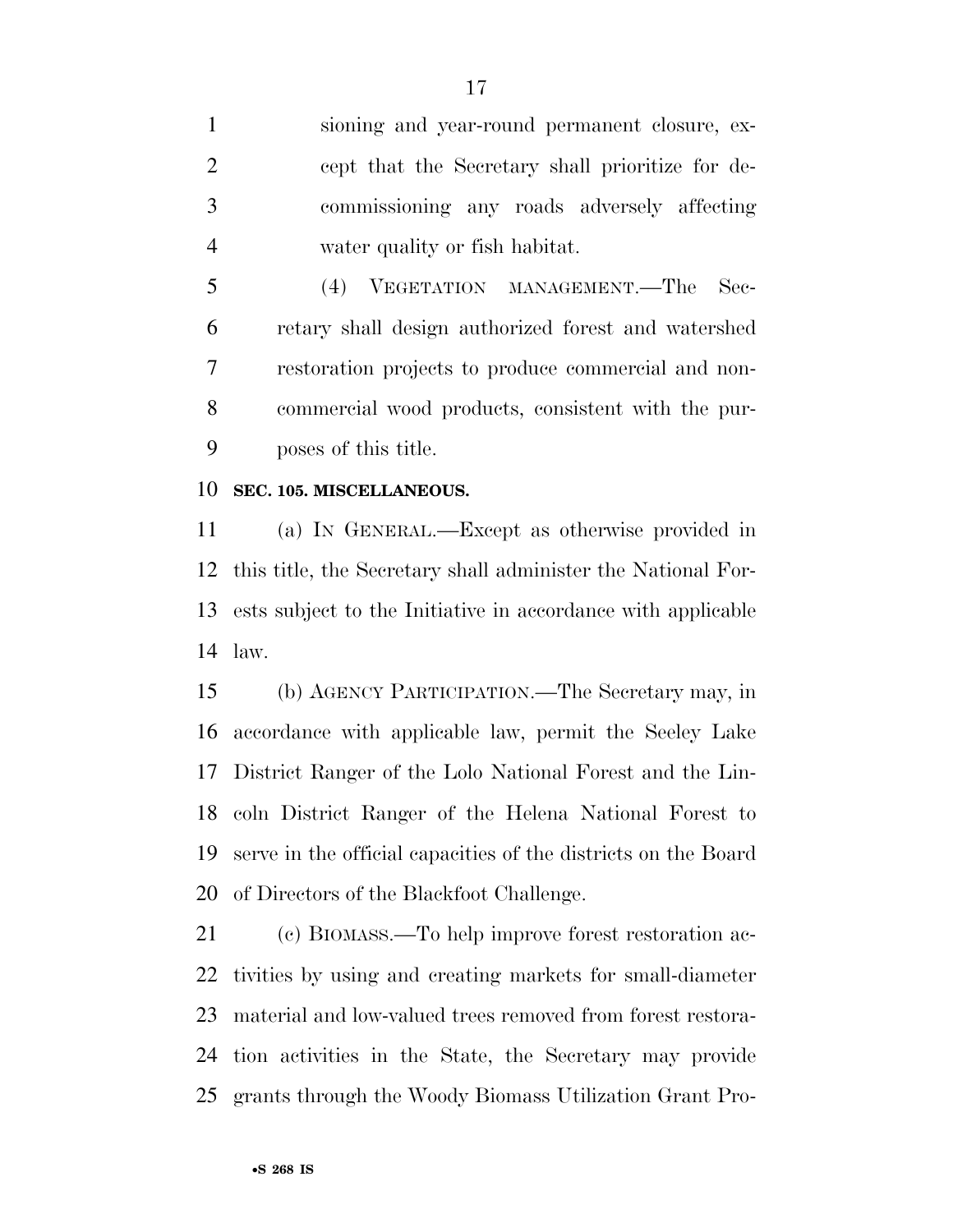sioning and year-round permanent closure, except that the Secretary shall prioritize for decommissioning any roads adversely affecting water quality or fish habitat.

(4) VEGETATION MANAGEMENT.—The Secretary shall design authorized forest and watershed restoration projects to produce commercial and noncommercial wood products, consistent with the purposes of this title.

**SEC. 105. MISCELLANEOUS.**

(a) IN GENERAL.—Except as otherwise provided in this title, the Secretary shall administer the National Forests subject to the Initiative in accordance with applicable law.

(b) AGENCY PARTICIPATION.—The Secretary may, in accordance with applicable law, permit the Seeley Lake District Ranger of the Lolo National Forest and the Lincoln District Ranger of the Helena National Forest to serve in the official capacities of the districts on the Board of Directors of the Blackfoot Challenge.

(c) BIOMASS.—To help improve forest restoration activities by using and creating markets for small-diameter material and low-valued trees removed from forest restoration activities in the State, the Secretary may provide grants through the Woody Biomass Utilization Grant Pro-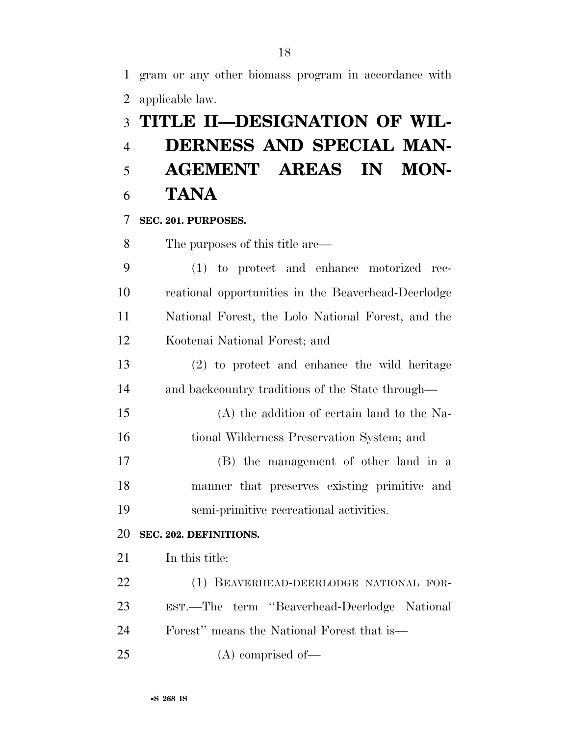gram or any other biomass program in accordance with applicable law.

# TITLE II—DESIGNATION OF WILDERNESS AND SPECIAL MANAGEMENT AREAS IN MONTANA

## SEC. 201. PURPOSES.

The purposes of this title are—

(1) to protect and enhance motorized recreational opportunities in the Beaverhead-Deerlodge National Forest, the Lolo National Forest, and the Kootenai National Forest; and

(2) to protect and enhance the wild heritage and backcountry traditions of the State through—

(A) the addition of certain land to the National Wilderness Preservation System; and

(B) the management of other land in a manner that preserves existing primitive and semi-primitive recreational activities.

## SEC. 202. DEFINITIONS.

In this title:

(1) BEAVERHEAD-DEERLODGE NATIONAL FOREST.—The term "Beaverhead-Deerlodge National Forest" means the National Forest that is—

(A) comprised of—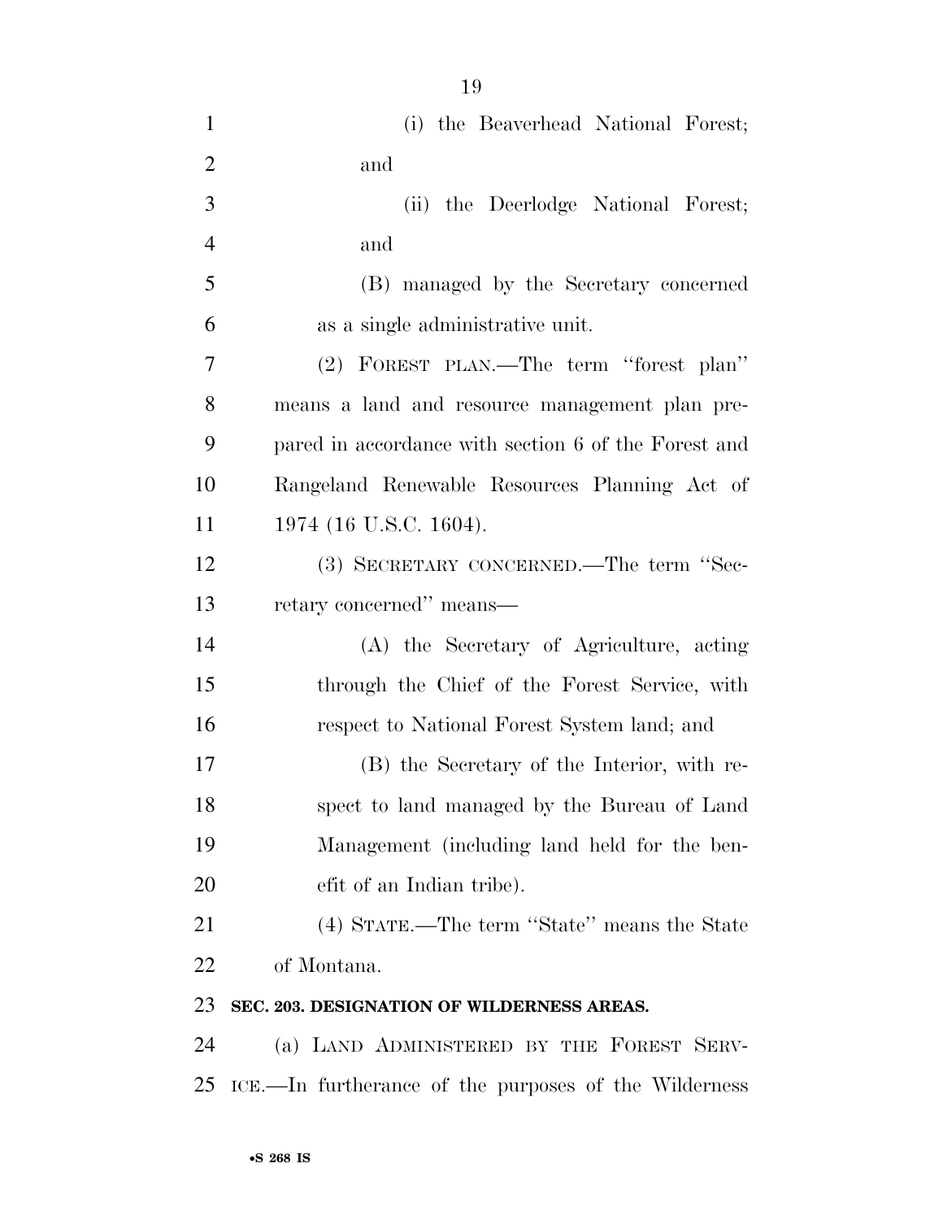(i) the Beaverhead National Forest; and

(ii) the Deerlodge National Forest; and

(B) managed by the Secretary concerned as a single administrative unit.

(2) FOREST PLAN.—The term ''forest plan'' means a land and resource management plan prepared in accordance with section 6 of the Forest and Rangeland Renewable Resources Planning Act of 1974 (16 U.S.C. 1604).

(3) SECRETARY CONCERNED.—The term ''Secretary concerned'' means—

(A) the Secretary of Agriculture, acting through the Chief of the Forest Service, with respect to National Forest System land; and

(B) the Secretary of the Interior, with respect to land managed by the Bureau of Land Management (including land held for the benefit of an Indian tribe).

(4) STATE.—The term ''State'' means the State of Montana.

**SEC. 203. DESIGNATION OF WILDERNESS AREAS.**

(a) LAND ADMINISTERED BY THE FOREST SERVICE.—In furtherance of the purposes of the Wilderness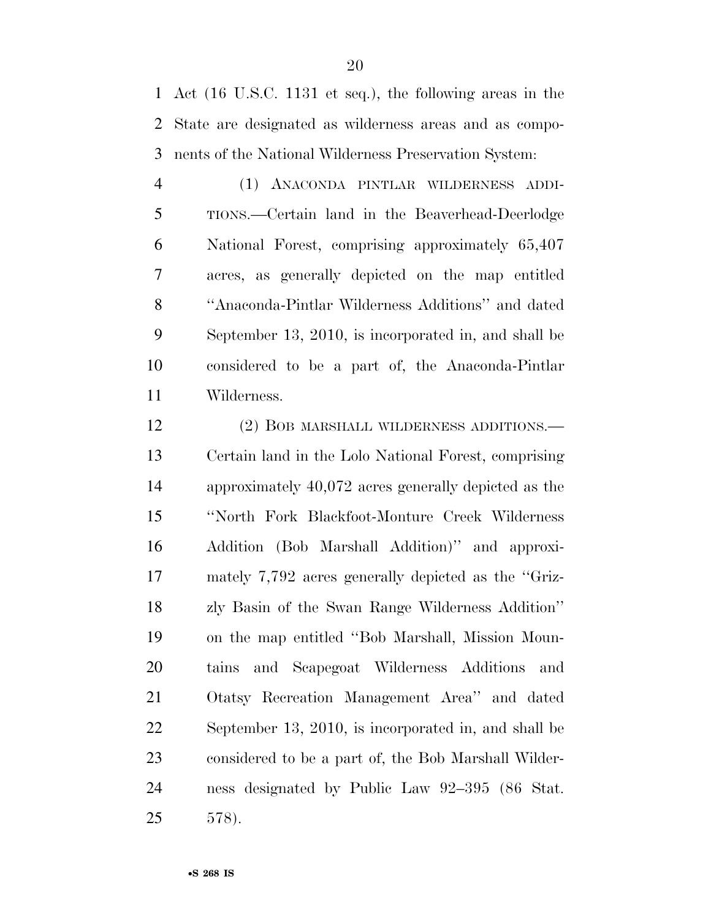Act (16 U.S.C. 1131 et seq.), the following areas in the State are designated as wilderness areas and as components of the National Wilderness Preservation System:

(1) ANACONDA PINTLAR WILDERNESS ADDITIONS.—Certain land in the Beaverhead-Deerlodge National Forest, comprising approximately 65,407 acres, as generally depicted on the map entitled ''Anaconda-Pintlar Wilderness Additions'' and dated September 13, 2010, is incorporated in, and shall be considered to be a part of, the Anaconda-Pintlar Wilderness.

(2) BOB MARSHALL WILDERNESS ADDITIONS.—Certain land in the Lolo National Forest, comprising approximately 40,072 acres generally depicted as the ''North Fork Blackfoot-Monture Creek Wilderness Addition (Bob Marshall Addition)'' and approximately 7,792 acres generally depicted as the ''Grizzly Basin of the Swan Range Wilderness Addition'' on the map entitled ''Bob Marshall, Mission Mountains and Scapegoat Wilderness Additions and Otatsy Recreation Management Area'' and dated September 13, 2010, is incorporated in, and shall be considered to be a part of, the Bob Marshall Wilderness designated by Public Law 92–395 (86 Stat. 578).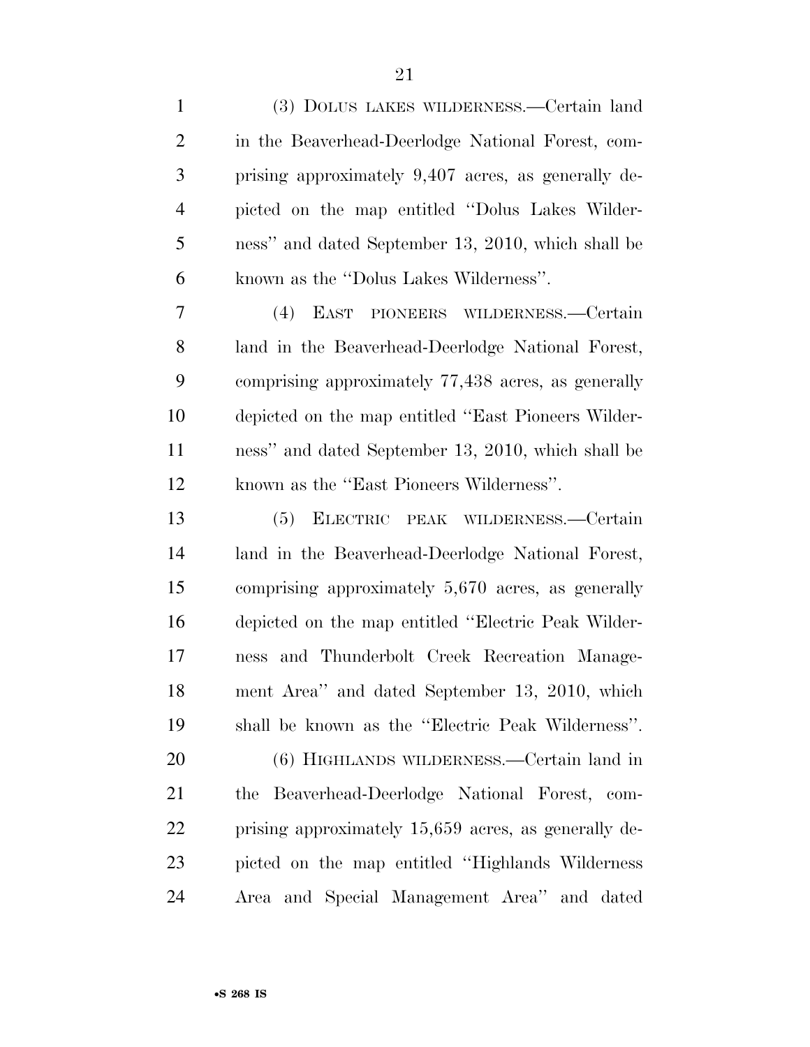(3) DOLUS LAKES WILDERNESS.—Certain land in the Beaverhead-Deerlodge National Forest, comprising approximately 9,407 acres, as generally depicted on the map entitled "Dolus Lakes Wilderness" and dated September 13, 2010, which shall be known as the "Dolus Lakes Wilderness".

(4) EAST PIONEERS WILDERNESS.—Certain land in the Beaverhead-Deerlodge National Forest, comprising approximately 77,438 acres, as generally depicted on the map entitled "East Pioneers Wilderness" and dated September 13, 2010, which shall be known as the "East Pioneers Wilderness".

(5) ELECTRIC PEAK WILDERNESS.—Certain land in the Beaverhead-Deerlodge National Forest, comprising approximately 5,670 acres, as generally depicted on the map entitled "Electric Peak Wilderness and Thunderbolt Creek Recreation Management Area" and dated September 13, 2010, which shall be known as the "Electric Peak Wilderness".

(6) HIGHLANDS WILDERNESS.—Certain land in the Beaverhead-Deerlodge National Forest, comprising approximately 15,659 acres, as generally depicted on the map entitled "Highlands Wilderness Area and Special Management Area" and dated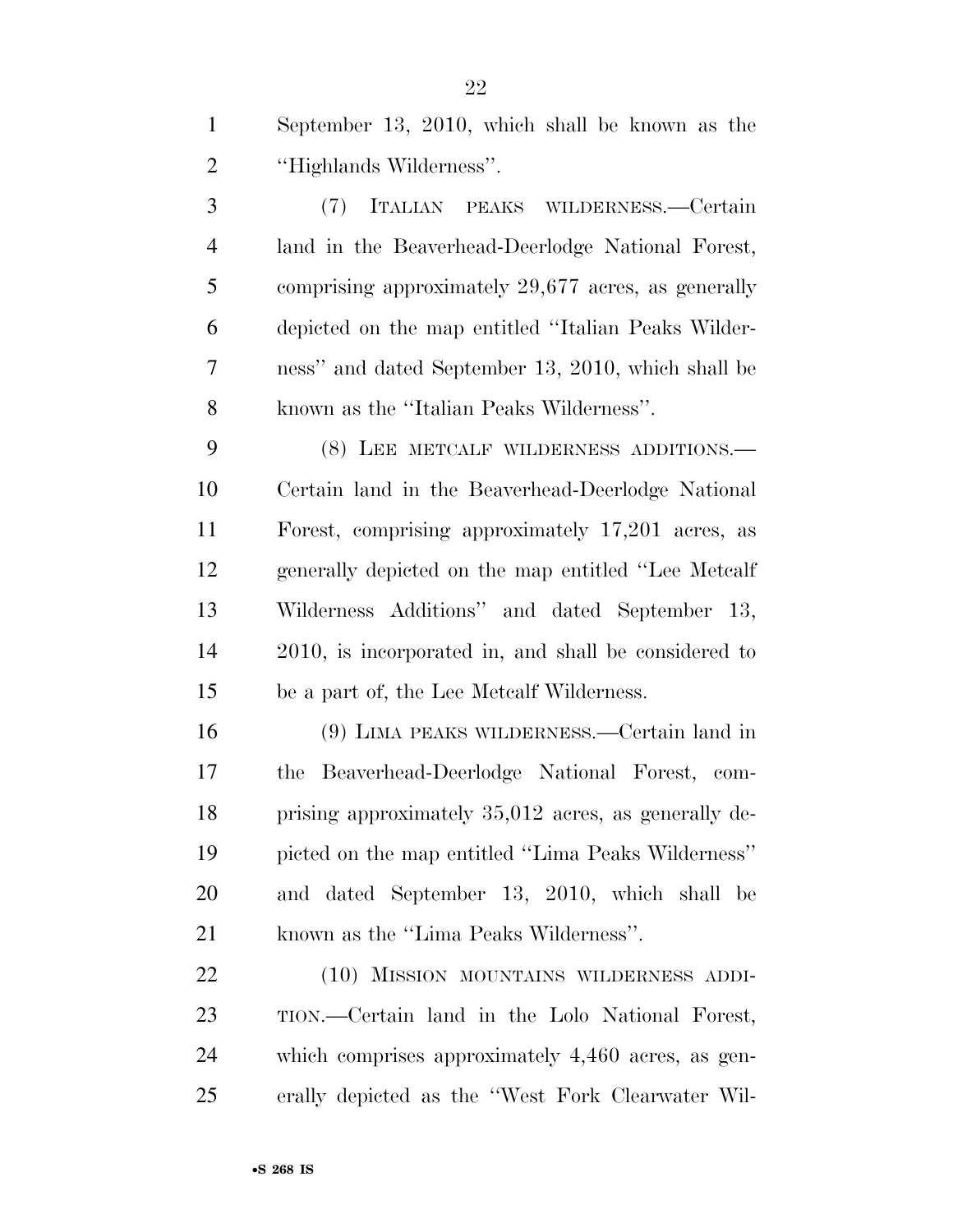September 13, 2010, which shall be known as the "Highlands Wilderness".

(7) ITALIAN PEAKS WILDERNESS.—Certain land in the Beaverhead-Deerlodge National Forest, comprising approximately 29,677 acres, as generally depicted on the map entitled "Italian Peaks Wilderness" and dated September 13, 2010, which shall be known as the "Italian Peaks Wilderness".

(8) LEE METCALF WILDERNESS ADDITIONS.—Certain land in the Beaverhead-Deerlodge National Forest, comprising approximately 17,201 acres, as generally depicted on the map entitled "Lee Metcalf Wilderness Additions" and dated September 13, 2010, is incorporated in, and shall be considered to be a part of, the Lee Metcalf Wilderness.

(9) LIMA PEAKS WILDERNESS.—Certain land in the Beaverhead-Deerlodge National Forest, comprising approximately 35,012 acres, as generally depicted on the map entitled "Lima Peaks Wilderness" and dated September 13, 2010, which shall be known as the "Lima Peaks Wilderness".

(10) MISSION MOUNTAINS WILDERNESS ADDITION.—Certain land in the Lolo National Forest, which comprises approximately 4,460 acres, as generally depicted as the "West Fork Clearwater Wil-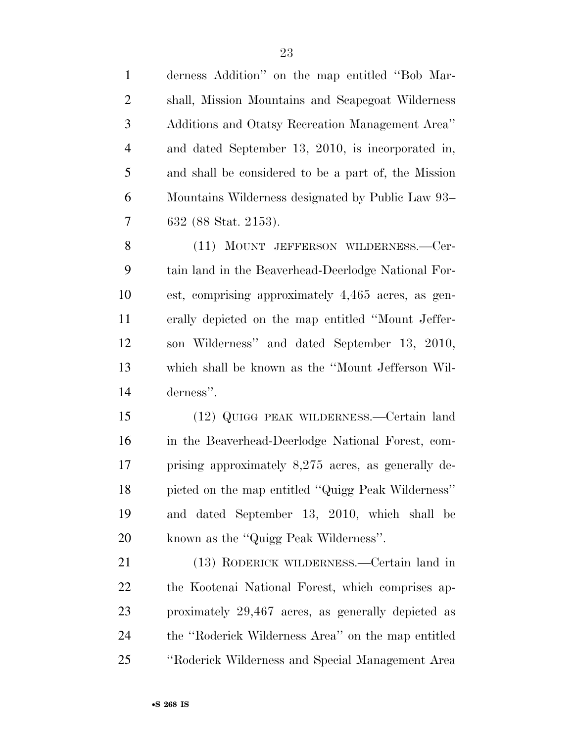derness Addition'' on the map entitled ''Bob Marshall, Mission Mountains and Scapegoat Wilderness Additions and Otatsy Recreation Management Area'' and dated September 13, 2010, is incorporated in, and shall be considered to be a part of, the Mission Mountains Wilderness designated by Public Law 93–632 (88 Stat. 2153).

(11) MOUNT JEFFERSON WILDERNESS.—Certain land in the Beaverhead-Deerlodge National Forest, comprising approximately 4,465 acres, as generally depicted on the map entitled ''Mount Jefferson Wilderness'' and dated September 13, 2010, which shall be known as the ''Mount Jefferson Wilderness''.

(12) QUIGG PEAK WILDERNESS.—Certain land in the Beaverhead-Deerlodge National Forest, comprising approximately 8,275 acres, as generally depicted on the map entitled ''Quigg Peak Wilderness'' and dated September 13, 2010, which shall be known as the ''Quigg Peak Wilderness''.

(13) RODERICK WILDERNESS.—Certain land in the Kootenai National Forest, which comprises approximately 29,467 acres, as generally depicted as the ''Roderick Wilderness Area'' on the map entitled ''Roderick Wilderness and Special Management Area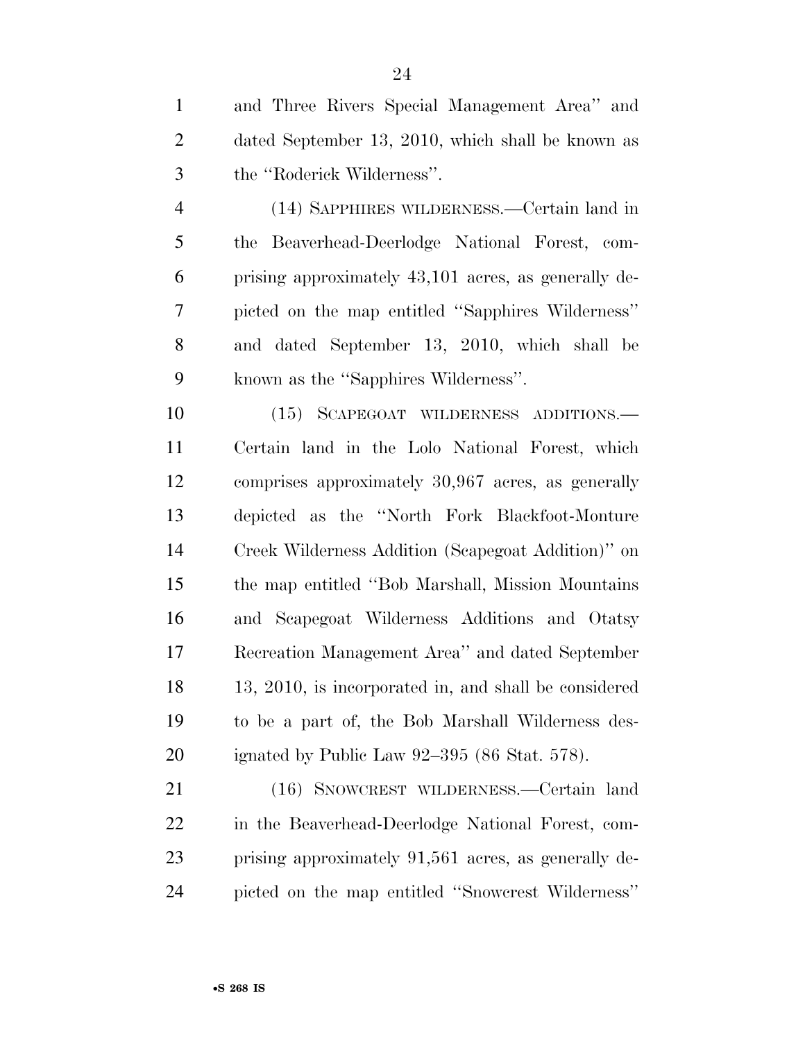and Three Rivers Special Management Area'' and dated September 13, 2010, which shall be known as the ''Roderick Wilderness''.

(14) SAPPHIRES WILDERNESS.—Certain land in the Beaverhead-Deerlodge National Forest, comprising approximately 43,101 acres, as generally depicted on the map entitled ''Sapphires Wilderness'' and dated September 13, 2010, which shall be known as the ''Sapphires Wilderness''.

(15) SCAPEGOAT WILDERNESS ADDITIONS.—Certain land in the Lolo National Forest, which comprises approximately 30,967 acres, as generally depicted as the ''North Fork Blackfoot-Monture Creek Wilderness Addition (Scapegoat Addition)'' on the map entitled ''Bob Marshall, Mission Mountains and Scapegoat Wilderness Additions and Otatsy Recreation Management Area'' and dated September 13, 2010, is incorporated in, and shall be considered to be a part of, the Bob Marshall Wilderness designated by Public Law 92–395 (86 Stat. 578).

(16) SNOWCREST WILDERNESS.—Certain land in the Beaverhead-Deerlodge National Forest, comprising approximately 91,561 acres, as generally depicted on the map entitled ''Snowcrest Wilderness''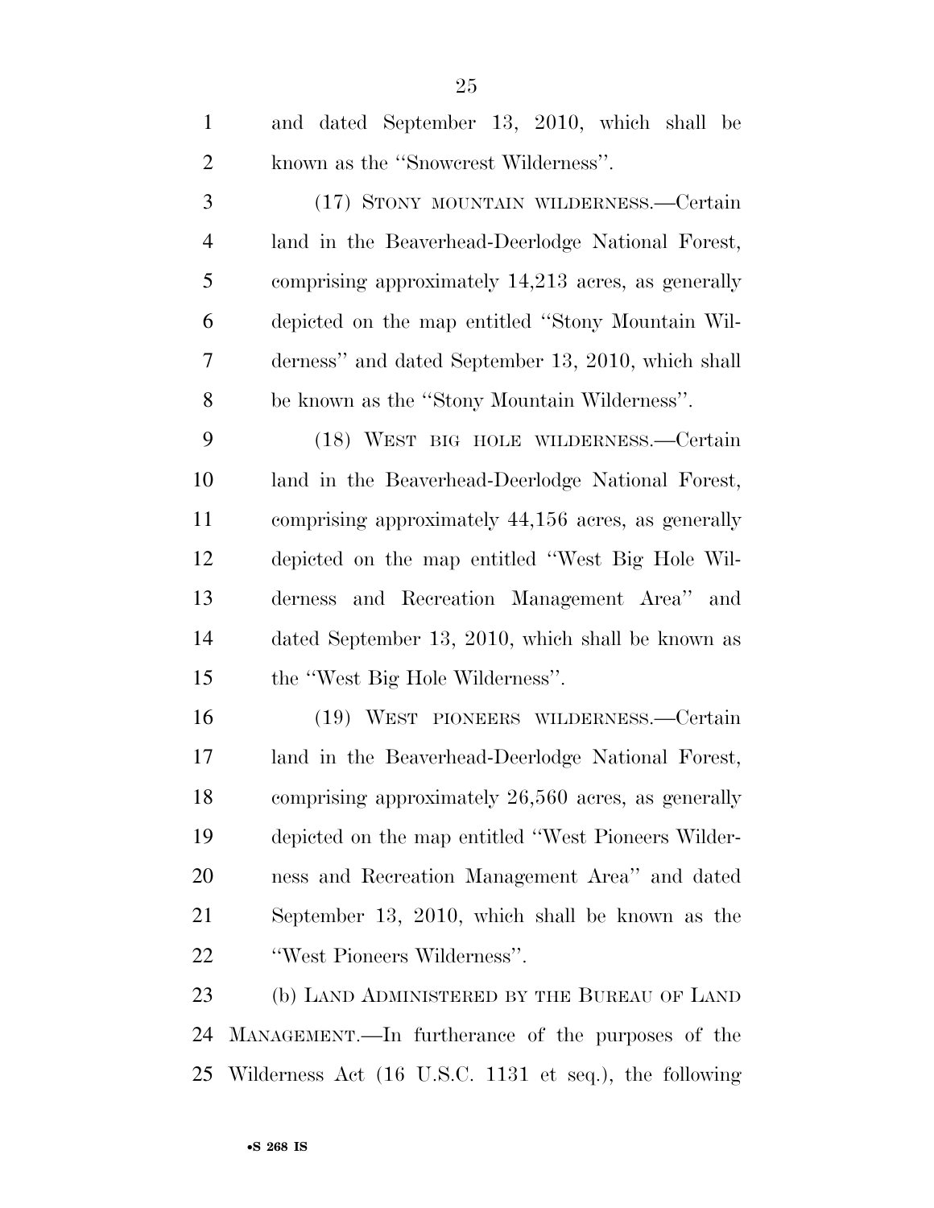and dated September 13, 2010, which shall be known as the "Snowcrest Wilderness".

(17) STONY MOUNTAIN WILDERNESS.—Certain land in the Beaverhead-Deerlodge National Forest, comprising approximately 14,213 acres, as generally depicted on the map entitled "Stony Mountain Wilderness" and dated September 13, 2010, which shall be known as the "Stony Mountain Wilderness".

(18) WEST BIG HOLE WILDERNESS.—Certain land in the Beaverhead-Deerlodge National Forest, comprising approximately 44,156 acres, as generally depicted on the map entitled "West Big Hole Wilderness and Recreation Management Area" and dated September 13, 2010, which shall be known as the "West Big Hole Wilderness".

(19) WEST PIONEERS WILDERNESS.—Certain land in the Beaverhead-Deerlodge National Forest, comprising approximately 26,560 acres, as generally depicted on the map entitled "West Pioneers Wilderness and Recreation Management Area" and dated September 13, 2010, which shall be known as the "West Pioneers Wilderness".

(b) LAND ADMINISTERED BY THE BUREAU OF LAND MANAGEMENT.—In furtherance of the purposes of the Wilderness Act (16 U.S.C. 1131 et seq.), the following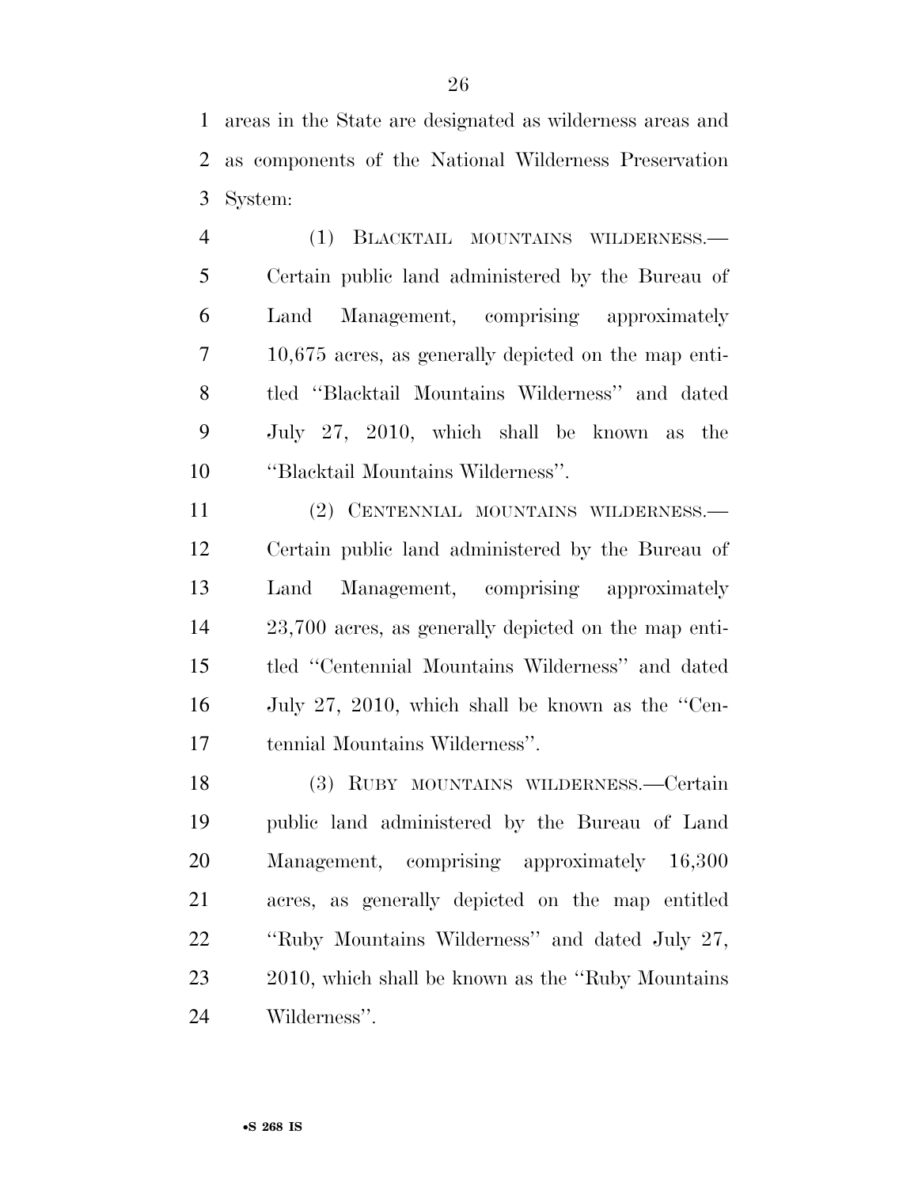areas in the State are designated as wilderness areas and as components of the National Wilderness Preservation System:

(1) BLACKTAIL MOUNTAINS WILDERNESS.—Certain public land administered by the Bureau of Land Management, comprising approximately 10,675 acres, as generally depicted on the map entitled "Blacktail Mountains Wilderness" and dated July 27, 2010, which shall be known as the "Blacktail Mountains Wilderness".

(2) CENTENNIAL MOUNTAINS WILDERNESS.—Certain public land administered by the Bureau of Land Management, comprising approximately 23,700 acres, as generally depicted on the map entitled "Centennial Mountains Wilderness" and dated July 27, 2010, which shall be known as the "Centennial Mountains Wilderness".

(3) RUBY MOUNTAINS WILDERNESS.—Certain public land administered by the Bureau of Land Management, comprising approximately 16,300 acres, as generally depicted on the map entitled "Ruby Mountains Wilderness" and dated July 27, 2010, which shall be known as the "Ruby Mountains Wilderness".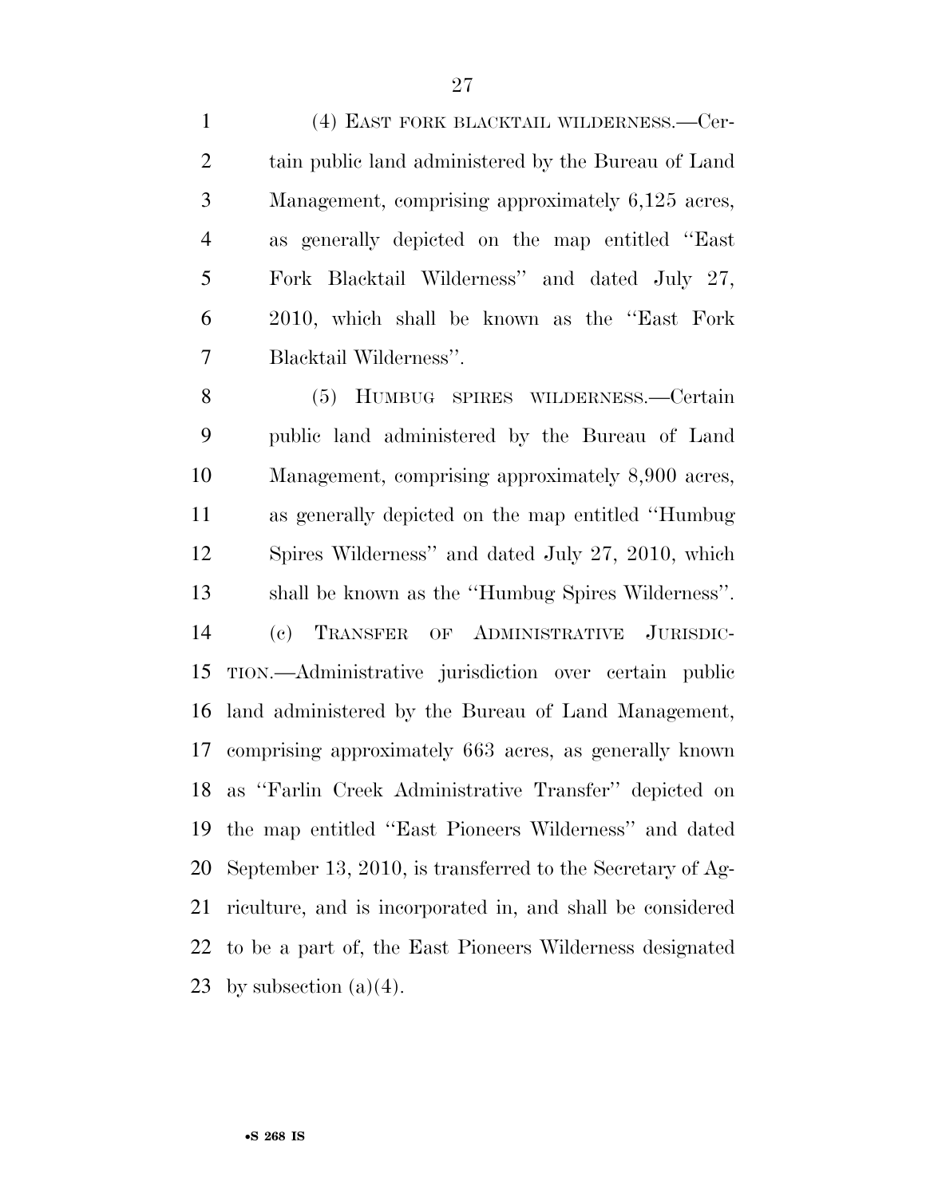(4) EAST FORK BLACKTAIL WILDERNESS.—Certain public land administered by the Bureau of Land Management, comprising approximately 6,125 acres, as generally depicted on the map entitled ''East Fork Blacktail Wilderness'' and dated July 27, 2010, which shall be known as the ''East Fork Blacktail Wilderness''.

(5) HUMBUG SPIRES WILDERNESS.—Certain public land administered by the Bureau of Land Management, comprising approximately 8,900 acres, as generally depicted on the map entitled ''Humbug Spires Wilderness'' and dated July 27, 2010, which shall be known as the ''Humbug Spires Wilderness''.

(c) TRANSFER OF ADMINISTRATIVE JURISDICTION.—Administrative jurisdiction over certain public land administered by the Bureau of Land Management, comprising approximately 663 acres, as generally known as ''Farlin Creek Administrative Transfer'' depicted on the map entitled ''East Pioneers Wilderness'' and dated September 13, 2010, is transferred to the Secretary of Agriculture, and is incorporated in, and shall be considered to be a part of, the East Pioneers Wilderness designated by subsection (a)(4).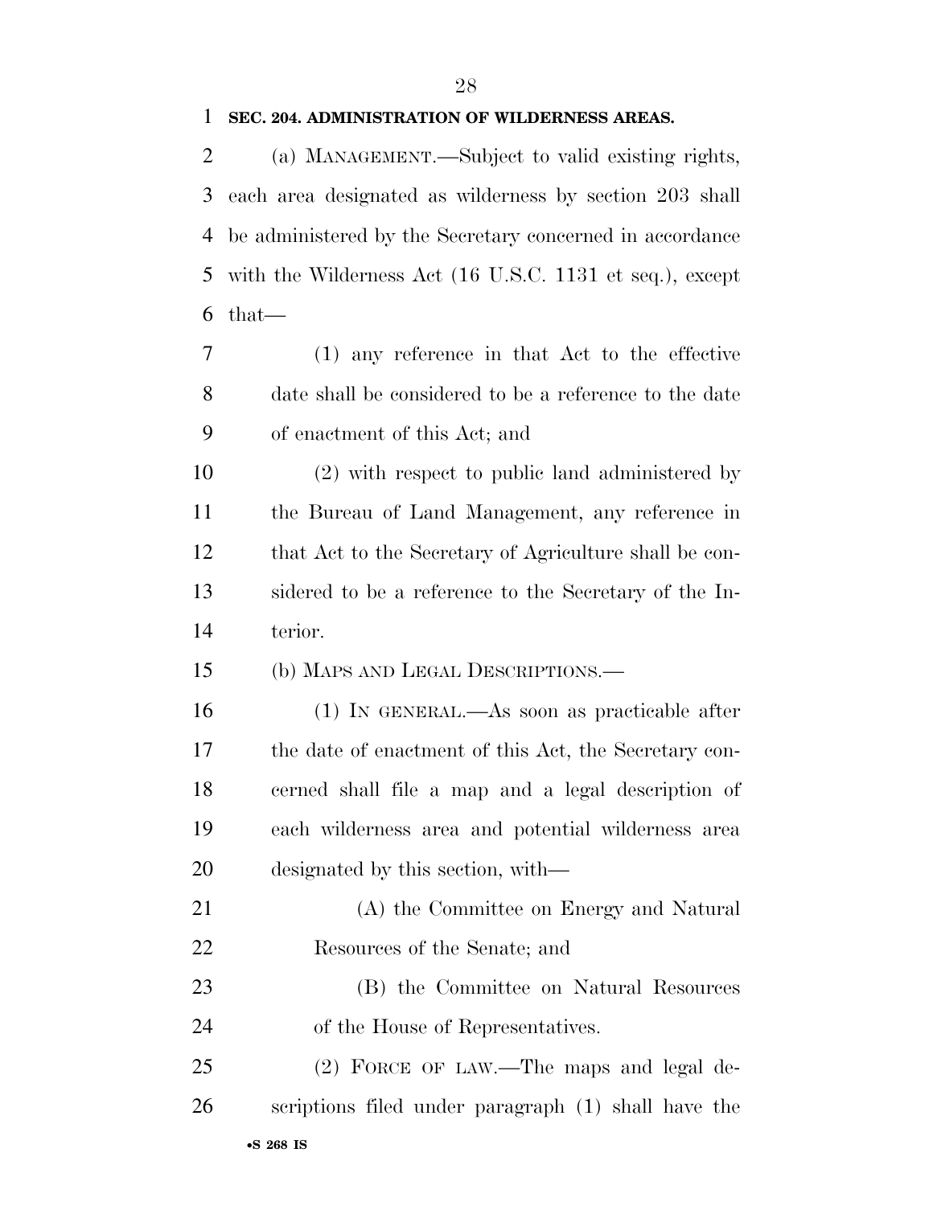**SEC. 204. ADMINISTRATION OF WILDERNESS AREAS.**

(a) MANAGEMENT.—Subject to valid existing rights, each area designated as wilderness by section 203 shall be administered by the Secretary concerned in accordance with the Wilderness Act (16 U.S.C. 1131 et seq.), except that—

(1) any reference in that Act to the effective date shall be considered to be a reference to the date of enactment of this Act; and

(2) with respect to public land administered by the Bureau of Land Management, any reference in that Act to the Secretary of Agriculture shall be considered to be a reference to the Secretary of the Interior.

(b) MAPS AND LEGAL DESCRIPTIONS.—

(1) IN GENERAL.—As soon as practicable after the date of enactment of this Act, the Secretary concerned shall file a map and a legal description of each wilderness area and potential wilderness area designated by this section, with—

(A) the Committee on Energy and Natural Resources of the Senate; and

(B) the Committee on Natural Resources of the House of Representatives.

(2) FORCE OF LAW.—The maps and legal descriptions filed under paragraph (1) shall have the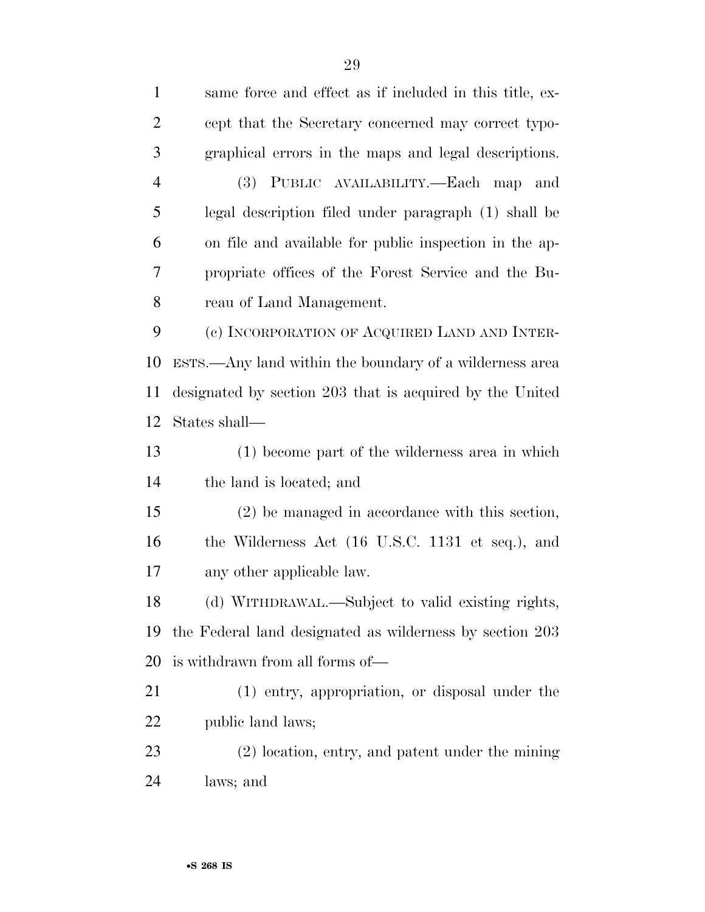same force and effect as if included in this title, except that the Secretary concerned may correct typographical errors in the maps and legal descriptions.

(3) PUBLIC AVAILABILITY.—Each map and legal description filed under paragraph (1) shall be on file and available for public inspection in the appropriate offices of the Forest Service and the Bureau of Land Management.

(c) INCORPORATION OF ACQUIRED LAND AND INTERESTS.—Any land within the boundary of a wilderness area designated by section 203 that is acquired by the United States shall—

(1) become part of the wilderness area in which the land is located; and

(2) be managed in accordance with this section, the Wilderness Act (16 U.S.C. 1131 et seq.), and any other applicable law.

(d) WITHDRAWAL.—Subject to valid existing rights, the Federal land designated as wilderness by section 203 is withdrawn from all forms of—

(1) entry, appropriation, or disposal under the public land laws;

(2) location, entry, and patent under the mining laws; and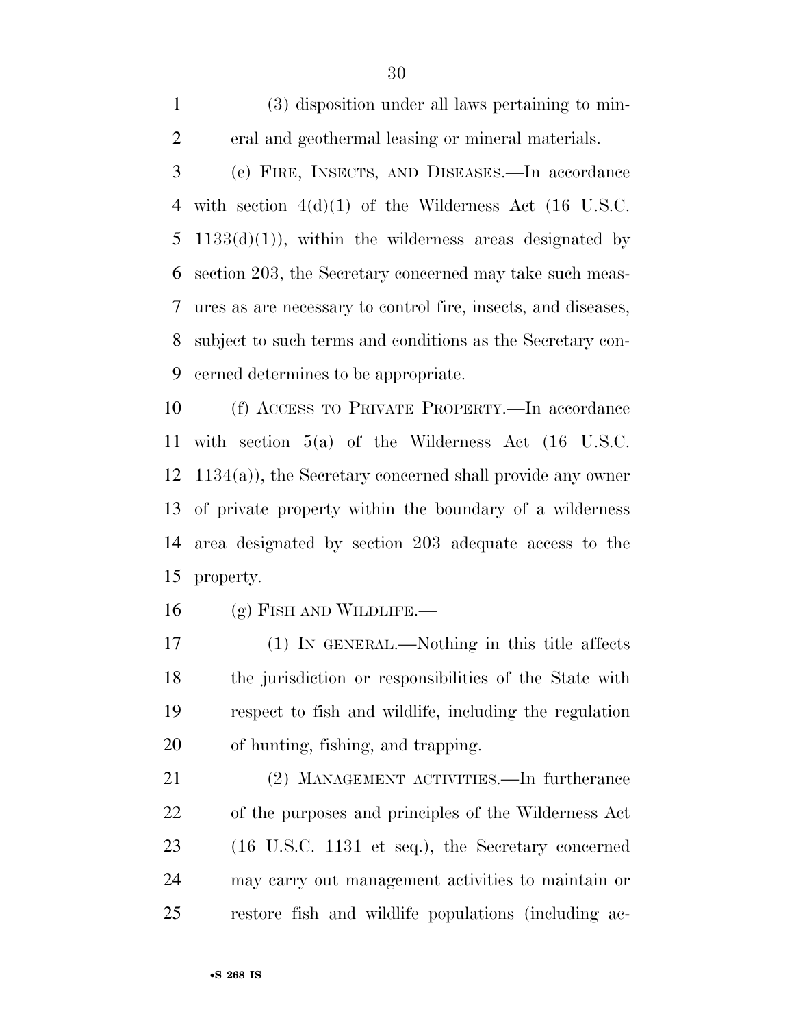(3) disposition under all laws pertaining to mineral and geothermal leasing or mineral materials.

(e) FIRE, INSECTS, AND DISEASES.—In accordance with section 4(d)(1) of the Wilderness Act (16 U.S.C. 1133(d)(1)), within the wilderness areas designated by section 203, the Secretary concerned may take such measures as are necessary to control fire, insects, and diseases, subject to such terms and conditions as the Secretary concerned determines to be appropriate.

(f) ACCESS TO PRIVATE PROPERTY.—In accordance with section 5(a) of the Wilderness Act (16 U.S.C. 1134(a)), the Secretary concerned shall provide any owner of private property within the boundary of a wilderness area designated by section 203 adequate access to the property.

(g) FISH AND WILDLIFE.—

(1) IN GENERAL.—Nothing in this title affects the jurisdiction or responsibilities of the State with respect to fish and wildlife, including the regulation of hunting, fishing, and trapping.

(2) MANAGEMENT ACTIVITIES.—In furtherance of the purposes and principles of the Wilderness Act (16 U.S.C. 1131 et seq.), the Secretary concerned may carry out management activities to maintain or restore fish and wildlife populations (including ac-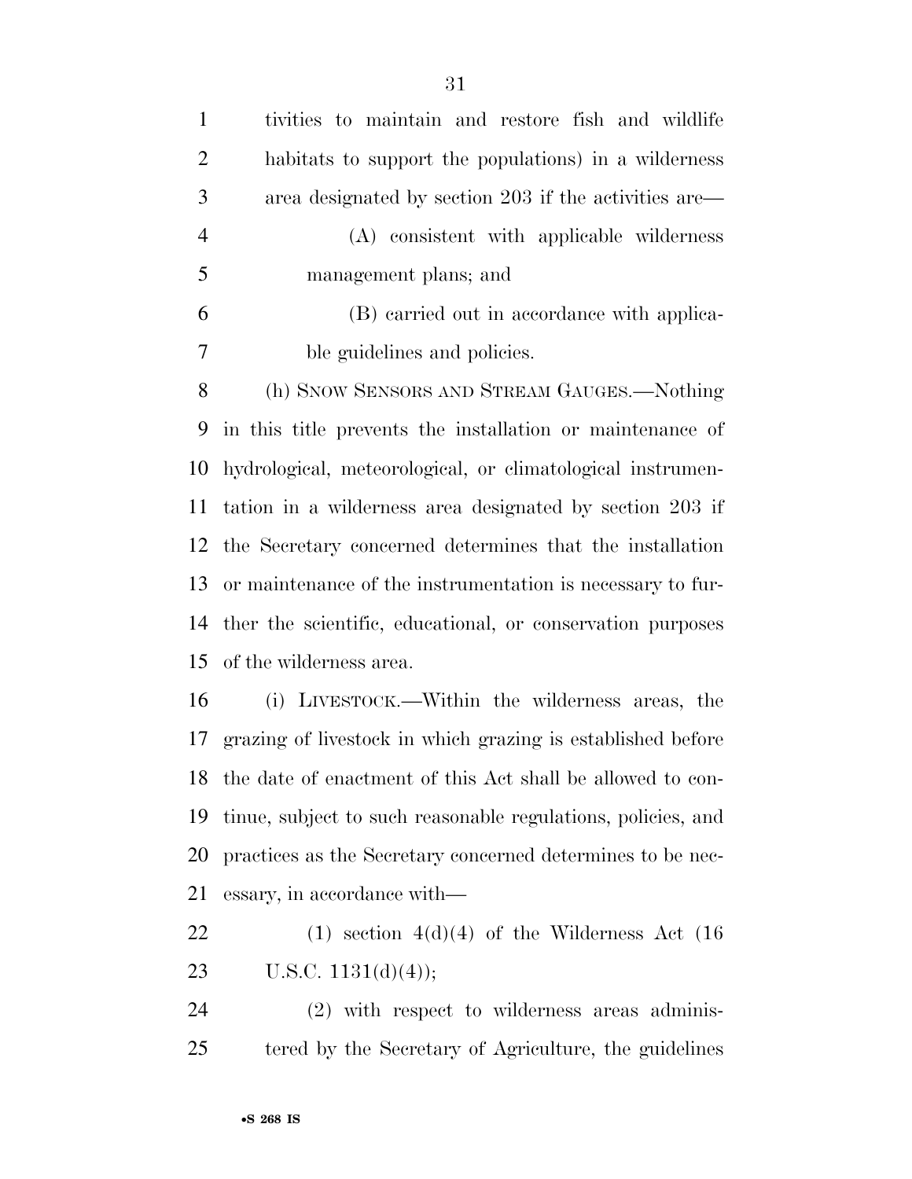tivities to maintain and restore fish and wildlife habitats to support the populations) in a wilderness area designated by section 203 if the activities are—

(A) consistent with applicable wilderness management plans; and

(B) carried out in accordance with applicable guidelines and policies.

(h) SNOW SENSORS AND STREAM GAUGES.—Nothing in this title prevents the installation or maintenance of hydrological, meteorological, or climatological instrumentation in a wilderness area designated by section 203 if the Secretary concerned determines that the installation or maintenance of the instrumentation is necessary to further the scientific, educational, or conservation purposes of the wilderness area.

(i) LIVESTOCK.—Within the wilderness areas, the grazing of livestock in which grazing is established before the date of enactment of this Act shall be allowed to continue, subject to such reasonable regulations, policies, and practices as the Secretary concerned determines to be necessary, in accordance with—

(1) section 4(d)(4) of the Wilderness Act (16 U.S.C. 1131(d)(4));

(2) with respect to wilderness areas administered by the Secretary of Agriculture, the guidelines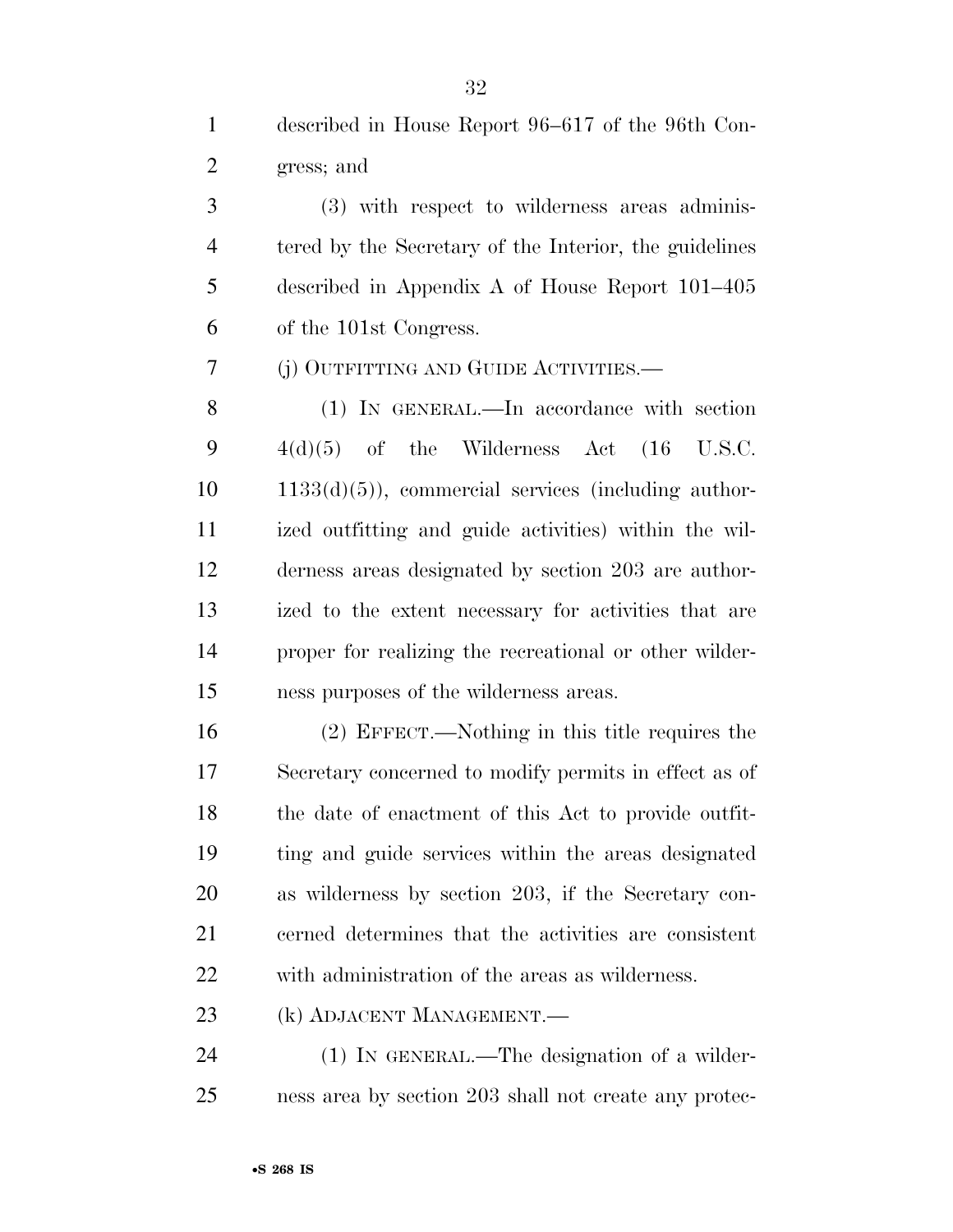described in House Report 96–617 of the 96th Congress; and

(3) with respect to wilderness areas administered by the Secretary of the Interior, the guidelines described in Appendix A of House Report 101–405 of the 101st Congress.

(j) OUTFITTING AND GUIDE ACTIVITIES.—

(1) IN GENERAL.—In accordance with section 4(d)(5) of the Wilderness Act (16 U.S.C. 1133(d)(5)), commercial services (including authorized outfitting and guide activities) within the wilderness areas designated by section 203 are authorized to the extent necessary for activities that are proper for realizing the recreational or other wilderness purposes of the wilderness areas.

(2) EFFECT.—Nothing in this title requires the Secretary concerned to modify permits in effect as of the date of enactment of this Act to provide outfitting and guide services within the areas designated as wilderness by section 203, if the Secretary concerned determines that the activities are consistent with administration of the areas as wilderness.

(k) ADJACENT MANAGEMENT.—

(1) IN GENERAL.—The designation of a wilderness area by section 203 shall not create any protec-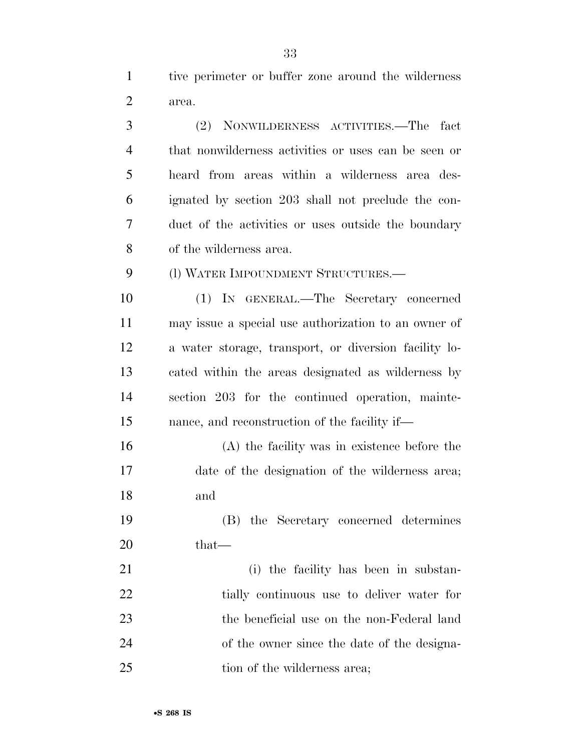tive perimeter or buffer zone around the wilderness area.

(2) NONWILDERNESS ACTIVITIES.—The fact that nonwilderness activities or uses can be seen or heard from areas within a wilderness area designated by section 203 shall not preclude the conduct of the activities or uses outside the boundary of the wilderness area.

(l) WATER IMPOUNDMENT STRUCTURES.—

(1) IN GENERAL.—The Secretary concerned may issue a special use authorization to an owner of a water storage, transport, or diversion facility located within the areas designated as wilderness by section 203 for the continued operation, maintenance, and reconstruction of the facility if—

(A) the facility was in existence before the date of the designation of the wilderness area; and

(B) the Secretary concerned determines that—

(i) the facility has been in substantially continuous use to deliver water for the beneficial use on the non-Federal land of the owner since the date of the designation of the wilderness area;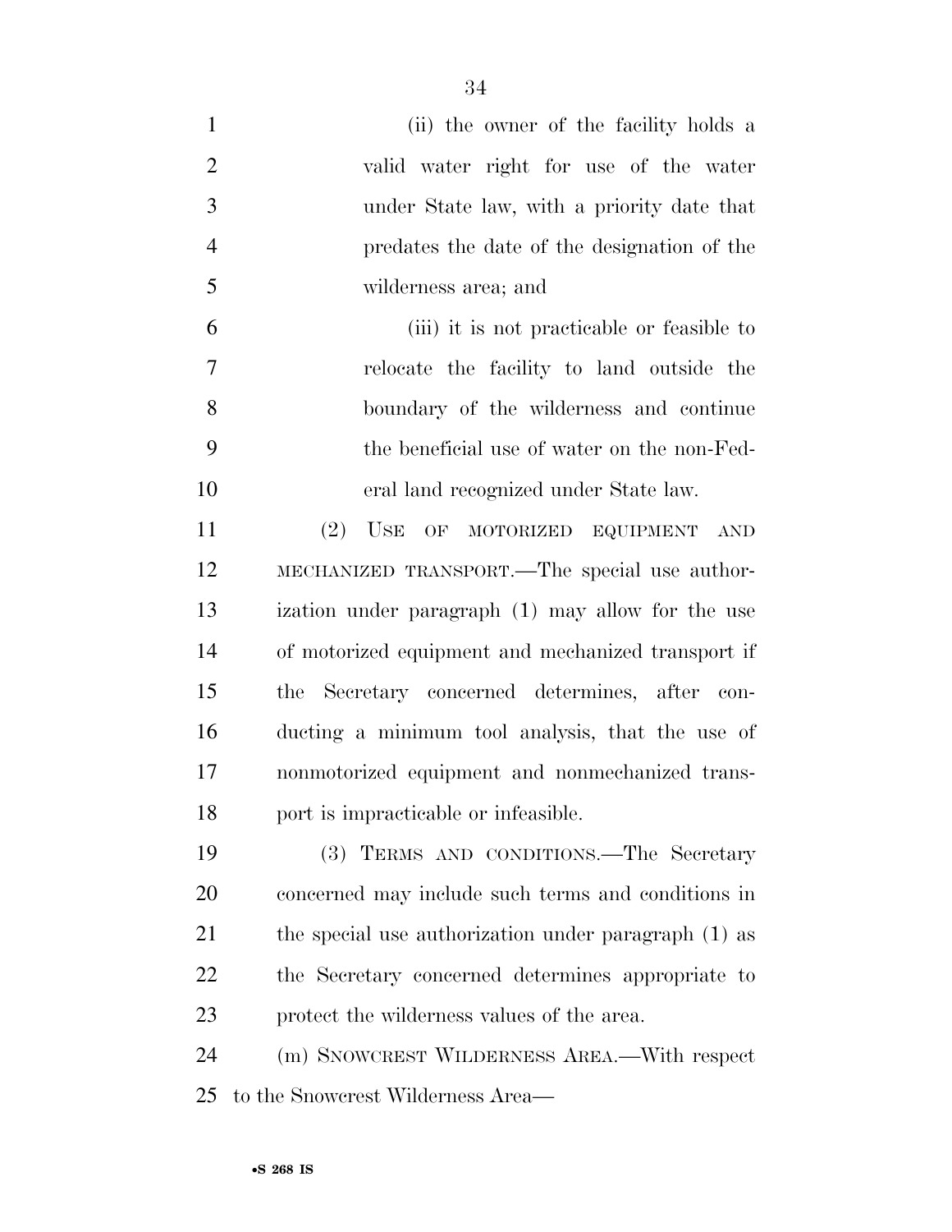(ii) the owner of the facility holds a valid water right for use of the water under State law, with a priority date that predates the date of the designation of the wilderness area; and

(iii) it is not practicable or feasible to relocate the facility to land outside the boundary of the wilderness and continue the beneficial use of water on the non-Federal land recognized under State law.

(2) USE OF MOTORIZED EQUIPMENT AND MECHANIZED TRANSPORT.—The special use authorization under paragraph (1) may allow for the use of motorized equipment and mechanized transport if the Secretary concerned determines, after conducting a minimum tool analysis, that the use of nonmotorized equipment and nonmechanized transport is impracticable or infeasible.

(3) TERMS AND CONDITIONS.—The Secretary concerned may include such terms and conditions in the special use authorization under paragraph (1) as the Secretary concerned determines appropriate to protect the wilderness values of the area.

(m) SNOWCREST WILDERNESS AREA.—With respect to the Snowcrest Wilderness Area—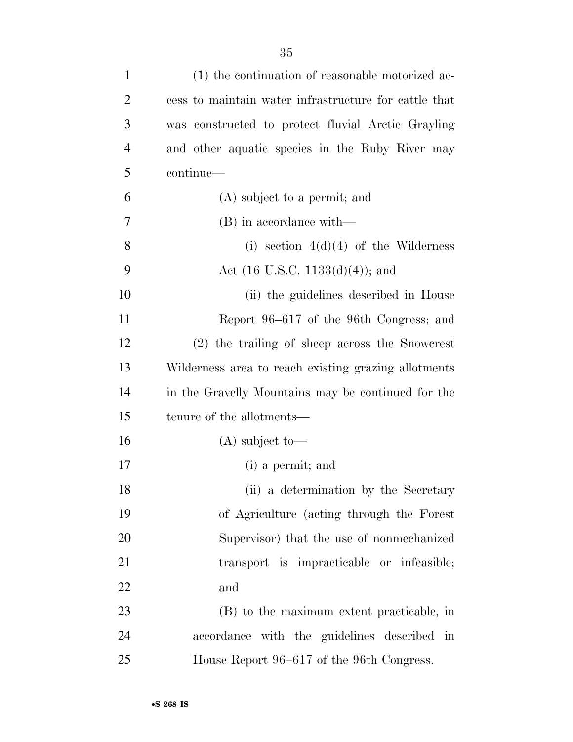(1) the continuation of reasonable motorized access to maintain water infrastructure for cattle that was constructed to protect fluvial Arctic Grayling and other aquatic species in the Ruby River may continue—

(A) subject to a permit; and

(B) in accordance with—

(i) section 4(d)(4) of the Wilderness Act (16 U.S.C. 1133(d)(4)); and

(ii) the guidelines described in House Report 96–617 of the 96th Congress; and

(2) the trailing of sheep across the Snowcrest Wilderness area to reach existing grazing allotments in the Gravelly Mountains may be continued for the tenure of the allotments—

(A) subject to—

(i) a permit; and

(ii) a determination by the Secretary of Agriculture (acting through the Forest Supervisor) that the use of nonmechanized transport is impracticable or infeasible; and

(B) to the maximum extent practicable, in accordance with the guidelines described in House Report 96–617 of the 96th Congress.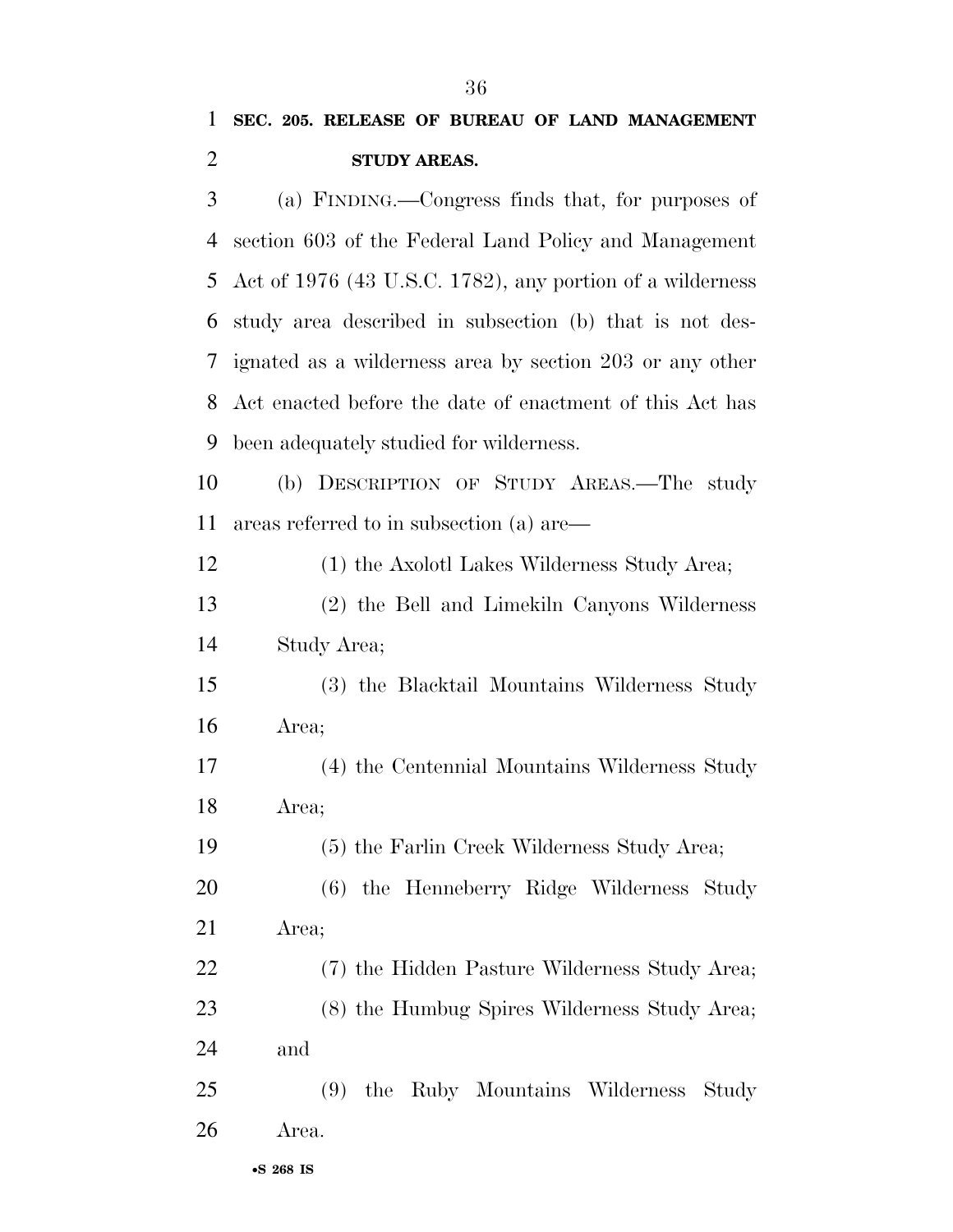**SEC. 205. RELEASE OF BUREAU OF LAND MANAGEMENT STUDY AREAS.**

(a) FINDING.—Congress finds that, for purposes of section 603 of the Federal Land Policy and Management Act of 1976 (43 U.S.C. 1782), any portion of a wilderness study area described in subsection (b) that is not designated as a wilderness area by section 203 or any other Act enacted before the date of enactment of this Act has been adequately studied for wilderness.

(b) DESCRIPTION OF STUDY AREAS.—The study areas referred to in subsection (a) are—

(1) the Axolotl Lakes Wilderness Study Area;

(2) the Bell and Limekiln Canyons Wilderness Study Area;

(3) the Blacktail Mountains Wilderness Study Area;

(4) the Centennial Mountains Wilderness Study Area;

(5) the Farlin Creek Wilderness Study Area;

(6) the Henneberry Ridge Wilderness Study Area;

(7) the Hidden Pasture Wilderness Study Area;

(8) the Humbug Spires Wilderness Study Area; and

(9) the Ruby Mountains Wilderness Study Area.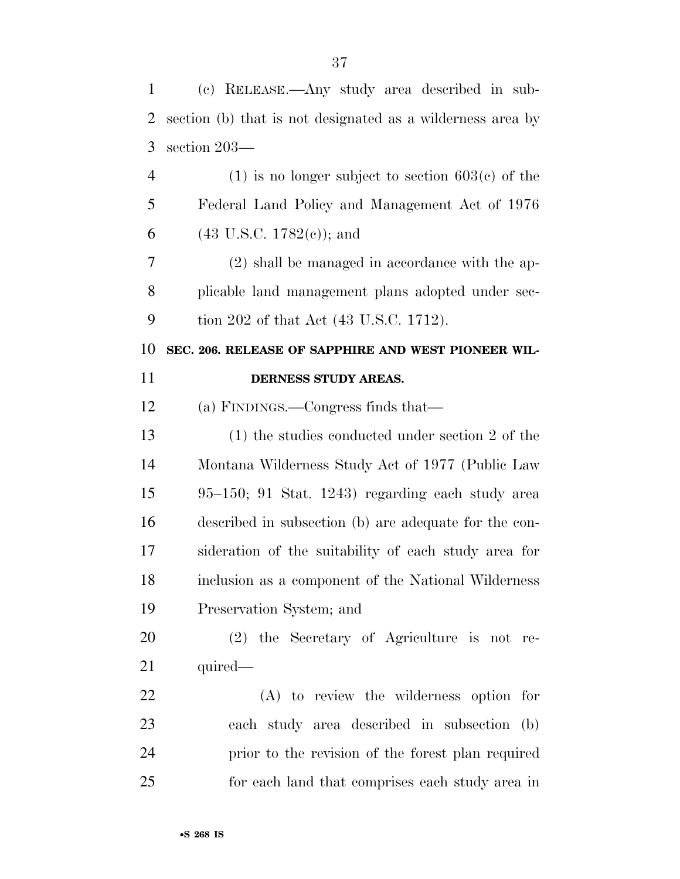(c) RELEASE.—Any study area described in subsection (b) that is not designated as a wilderness area by section 203—

(1) is no longer subject to section 603(c) of the Federal Land Policy and Management Act of 1976 (43 U.S.C. 1782(c)); and

(2) shall be managed in accordance with the applicable land management plans adopted under section 202 of that Act (43 U.S.C. 1712).

**SEC. 206. RELEASE OF SAPPHIRE AND WEST PIONEER WILDERNESS STUDY AREAS.**

(a) FINDINGS.—Congress finds that—

(1) the studies conducted under section 2 of the Montana Wilderness Study Act of 1977 (Public Law 95–150; 91 Stat. 1243) regarding each study area described in subsection (b) are adequate for the consideration of the suitability of each study area for inclusion as a component of the National Wilderness Preservation System; and

(2) the Secretary of Agriculture is not required—

(A) to review the wilderness option for each study area described in subsection (b) prior to the revision of the forest plan required for each land that comprises each study area in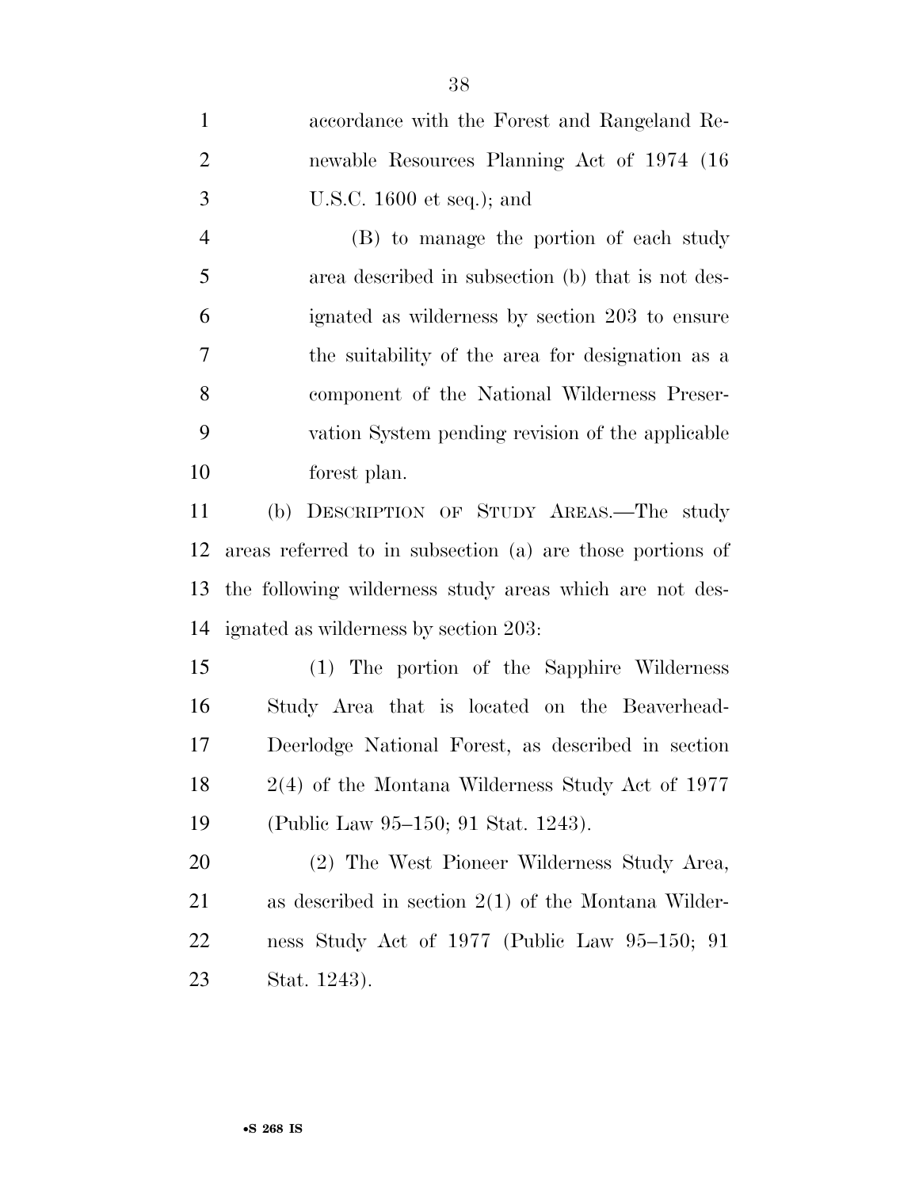accordance with the Forest and Rangeland Renewable Resources Planning Act of 1974 (16 U.S.C. 1600 et seq.); and

(B) to manage the portion of each study area described in subsection (b) that is not designated as wilderness by section 203 to ensure the suitability of the area for designation as a component of the National Wilderness Preservation System pending revision of the applicable forest plan.

(b) DESCRIPTION OF STUDY AREAS.—The study areas referred to in subsection (a) are those portions of the following wilderness study areas which are not designated as wilderness by section 203:

(1) The portion of the Sapphire Wilderness Study Area that is located on the Beaverhead-Deerlodge National Forest, as described in section 2(4) of the Montana Wilderness Study Act of 1977 (Public Law 95–150; 91 Stat. 1243).

(2) The West Pioneer Wilderness Study Area, as described in section 2(1) of the Montana Wilderness Study Act of 1977 (Public Law 95–150; 91 Stat. 1243).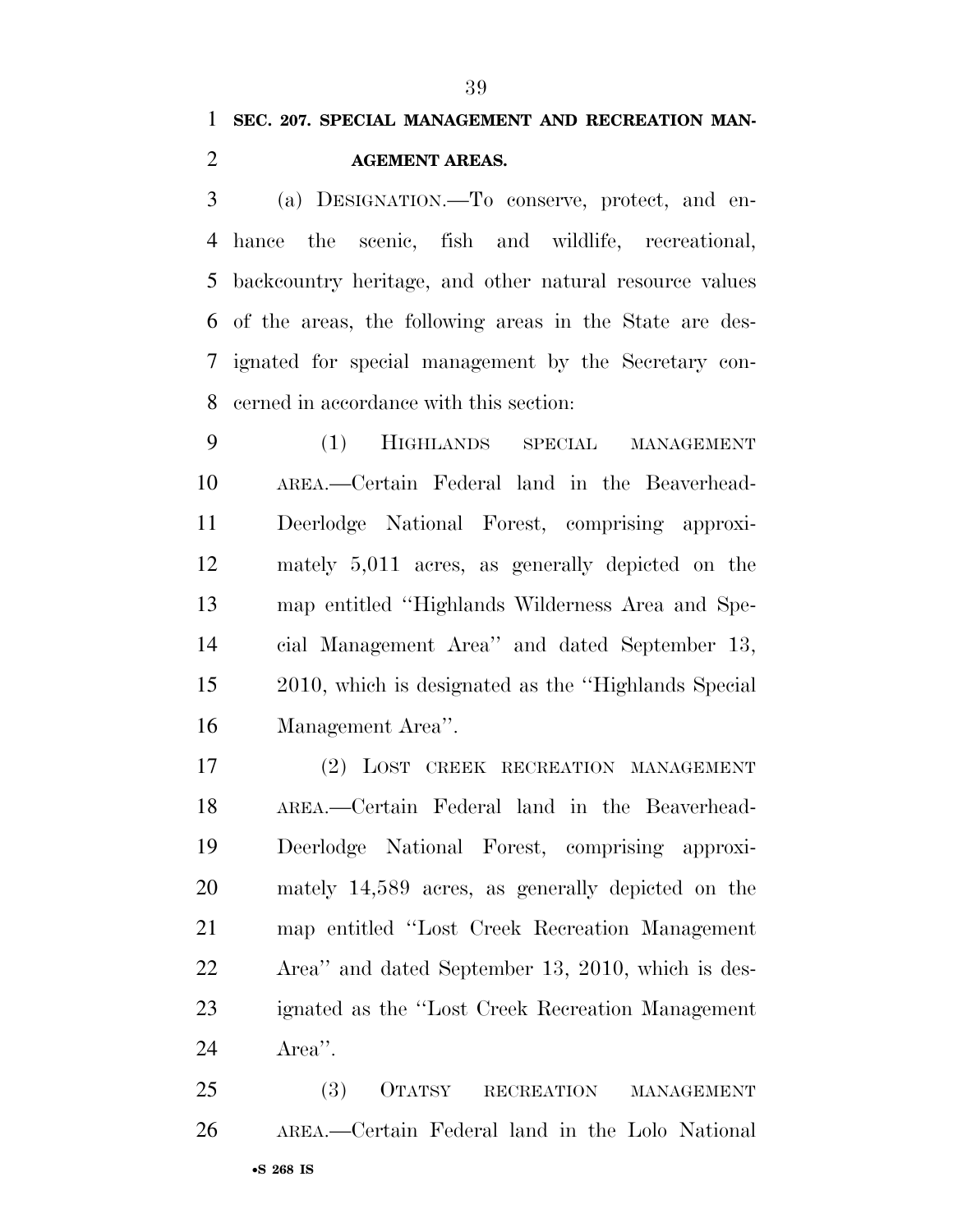**SEC. 207. SPECIAL MANAGEMENT AND RECREATION MANAGEMENT AREAS.**

(a) DESIGNATION.—To conserve, protect, and enhance the scenic, fish and wildlife, recreational, backcountry heritage, and other natural resource values of the areas, the following areas in the State are designated for special management by the Secretary concerned in accordance with this section:

(1) HIGHLANDS SPECIAL MANAGEMENT AREA.—Certain Federal land in the Beaverhead-Deerlodge National Forest, comprising approximately 5,011 acres, as generally depicted on the map entitled ''Highlands Wilderness Area and Special Management Area'' and dated September 13, 2010, which is designated as the ''Highlands Special Management Area''.

(2) LOST CREEK RECREATION MANAGEMENT AREA.—Certain Federal land in the Beaverhead-Deerlodge National Forest, comprising approximately 14,589 acres, as generally depicted on the map entitled ''Lost Creek Recreation Management Area'' and dated September 13, 2010, which is designated as the ''Lost Creek Recreation Management Area''.

(3) OTATSY RECREATION MANAGEMENT AREA.—Certain Federal land in the Lolo National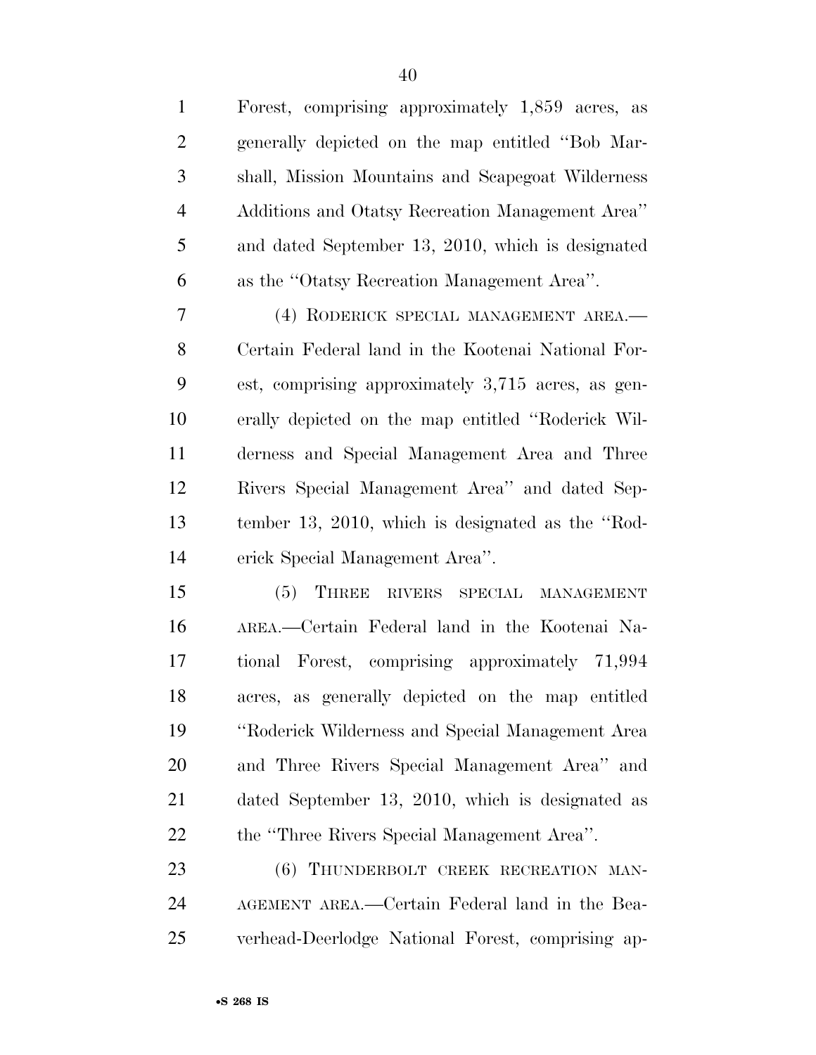Forest, comprising approximately 1,859 acres, as generally depicted on the map entitled "Bob Marshall, Mission Mountains and Scapegoat Wilderness Additions and Otatsy Recreation Management Area" and dated September 13, 2010, which is designated as the "Otatsy Recreation Management Area".

(4) RODERICK SPECIAL MANAGEMENT AREA.—Certain Federal land in the Kootenai National Forest, comprising approximately 3,715 acres, as generally depicted on the map entitled "Roderick Wilderness and Special Management Area and Three Rivers Special Management Area" and dated September 13, 2010, which is designated as the "Roderick Special Management Area".

(5) THREE RIVERS SPECIAL MANAGEMENT AREA.—Certain Federal land in the Kootenai National Forest, comprising approximately 71,994 acres, as generally depicted on the map entitled "Roderick Wilderness and Special Management Area and Three Rivers Special Management Area" and dated September 13, 2010, which is designated as the "Three Rivers Special Management Area".

(6) THUNDERBOLT CREEK RECREATION MANAGEMENT AREA.—Certain Federal land in the Beaverhead-Deerlodge National Forest, comprising ap-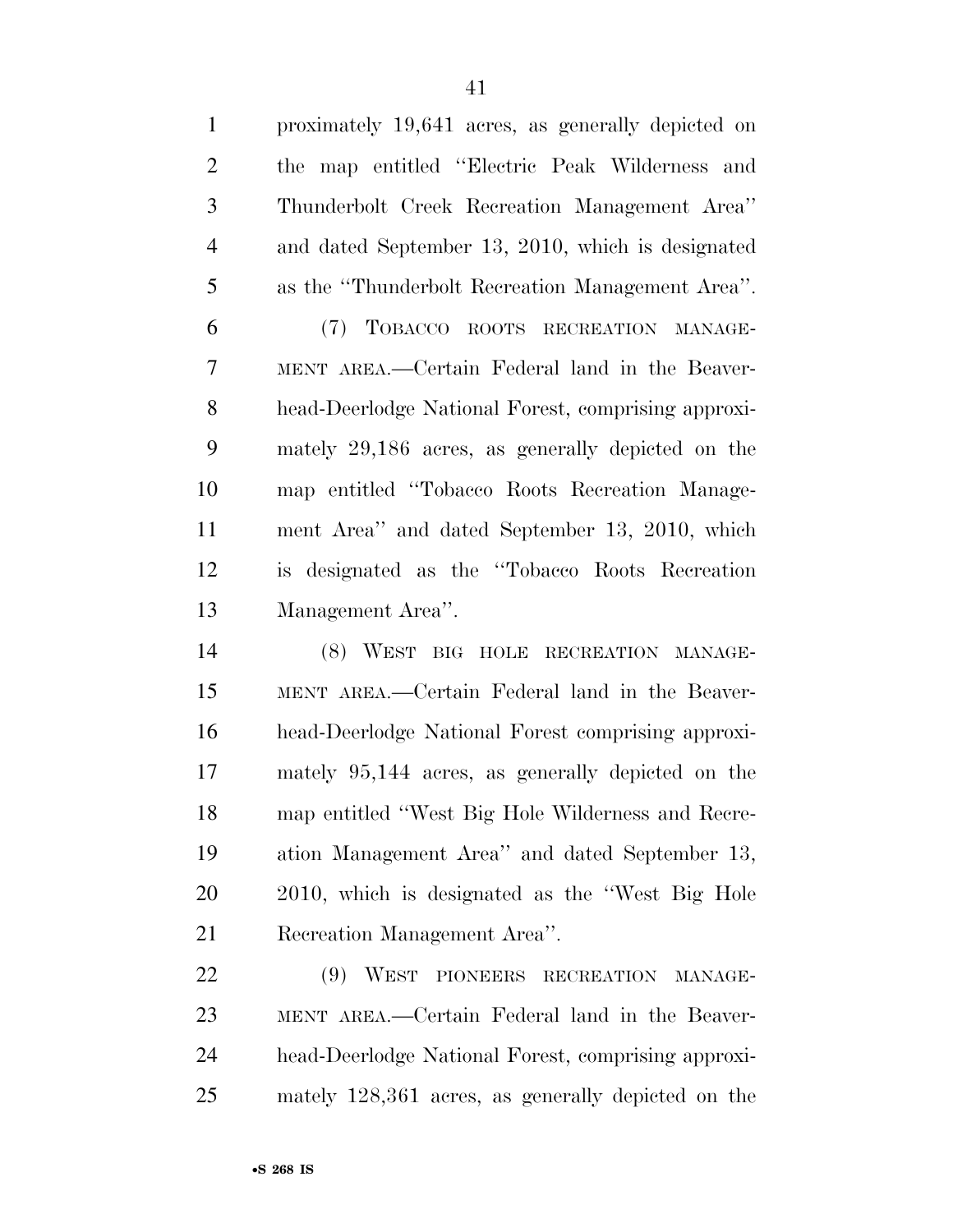proximately 19,641 acres, as generally depicted on the map entitled "Electric Peak Wilderness and Thunderbolt Creek Recreation Management Area" and dated September 13, 2010, which is designated as the "Thunderbolt Recreation Management Area".

(7) TOBACCO ROOTS RECREATION MANAGEMENT AREA.—Certain Federal land in the Beaverhead-Deerlodge National Forest, comprising approximately 29,186 acres, as generally depicted on the map entitled "Tobacco Roots Recreation Management Area" and dated September 13, 2010, which is designated as the "Tobacco Roots Recreation Management Area".

(8) WEST BIG HOLE RECREATION MANAGEMENT AREA.—Certain Federal land in the Beaverhead-Deerlodge National Forest comprising approximately 95,144 acres, as generally depicted on the map entitled "West Big Hole Wilderness and Recreation Management Area" and dated September 13, 2010, which is designated as the "West Big Hole Recreation Management Area".

(9) WEST PIONEERS RECREATION MANAGEMENT AREA.—Certain Federal land in the Beaverhead-Deerlodge National Forest, comprising approximately 128,361 acres, as generally depicted on the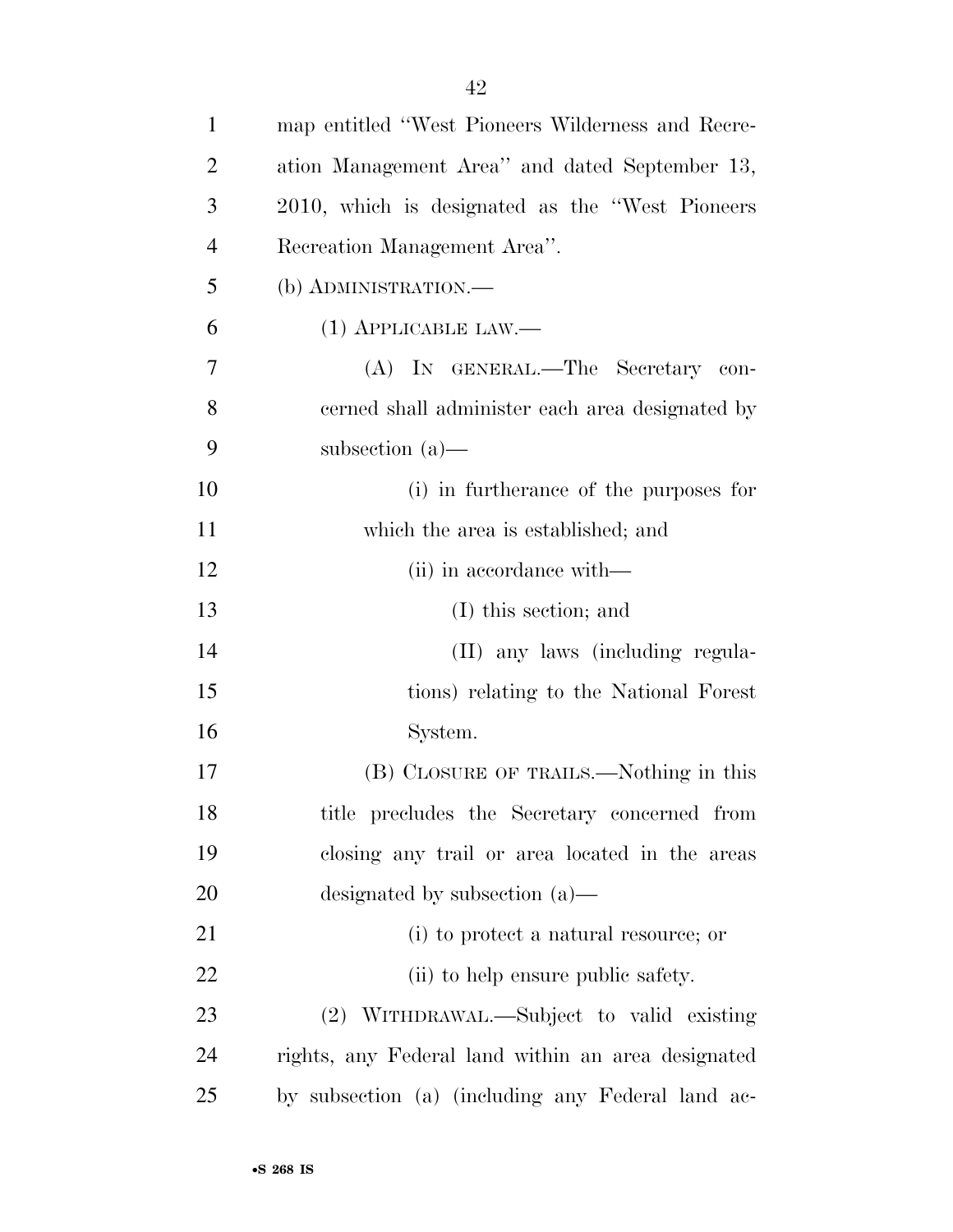map entitled "West Pioneers Wilderness and Recreation Management Area" and dated September 13, 2010, which is designated as the "West Pioneers Recreation Management Area".

(b) ADMINISTRATION.—

(1) APPLICABLE LAW.—

(A) IN GENERAL.—The Secretary concerned shall administer each area designated by subsection (a)—

(i) in furtherance of the purposes for which the area is established; and

(ii) in accordance with—

(I) this section; and

(II) any laws (including regulations) relating to the National Forest System.

(B) CLOSURE OF TRAILS.—Nothing in this title precludes the Secretary concerned from closing any trail or area located in the areas designated by subsection (a)—

(i) to protect a natural resource; or

(ii) to help ensure public safety.

(2) WITHDRAWAL.—Subject to valid existing rights, any Federal land within an area designated by subsection (a) (including any Federal land ac-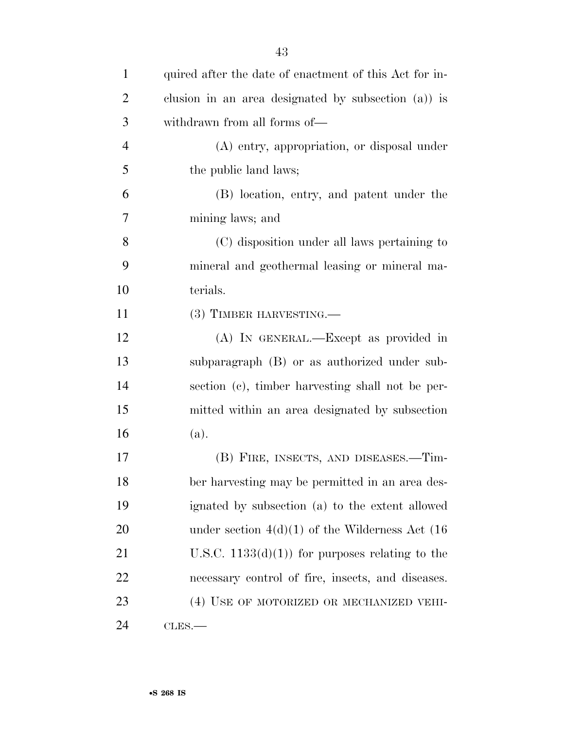quired after the date of enactment of this Act for inclusion in an area designated by subsection (a)) is withdrawn from all forms of—

(A) entry, appropriation, or disposal under the public land laws;

(B) location, entry, and patent under the mining laws; and

(C) disposition under all laws pertaining to mineral and geothermal leasing or mineral materials.

(3) TIMBER HARVESTING.—

(A) IN GENERAL.—Except as provided in subparagraph (B) or as authorized under subsection (c), timber harvesting shall not be permitted within an area designated by subsection (a).

(B) FIRE, INSECTS, AND DISEASES.—Timber harvesting may be permitted in an area designated by subsection (a) to the extent allowed under section 4(d)(1) of the Wilderness Act (16 U.S.C. 1133(d)(1)) for purposes relating to the necessary control of fire, insects, and diseases.

(4) USE OF MOTORIZED OR MECHANIZED VEHICLES.—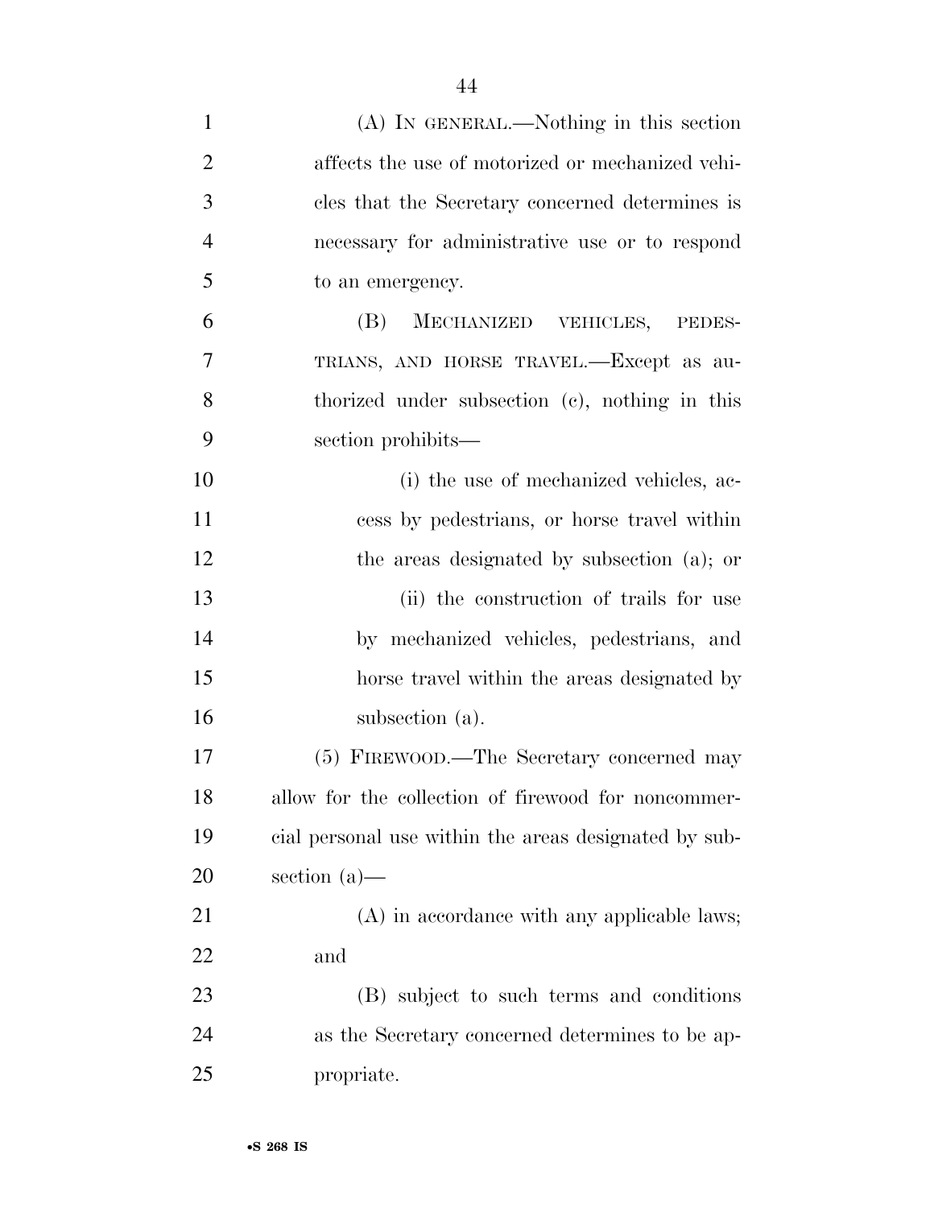(A) IN GENERAL.—Nothing in this section affects the use of motorized or mechanized vehicles that the Secretary concerned determines is necessary for administrative use or to respond to an emergency.

(B) MECHANIZED VEHICLES, PEDESTRIANS, AND HORSE TRAVEL.—Except as authorized under subsection (c), nothing in this section prohibits—

(i) the use of mechanized vehicles, access by pedestrians, or horse travel within the areas designated by subsection (a); or

(ii) the construction of trails for use by mechanized vehicles, pedestrians, and horse travel within the areas designated by subsection (a).

(5) FIREWOOD.—The Secretary concerned may allow for the collection of firewood for noncommercial personal use within the areas designated by subsection (a)—

(A) in accordance with any applicable laws; and

(B) subject to such terms and conditions as the Secretary concerned determines to be appropriate.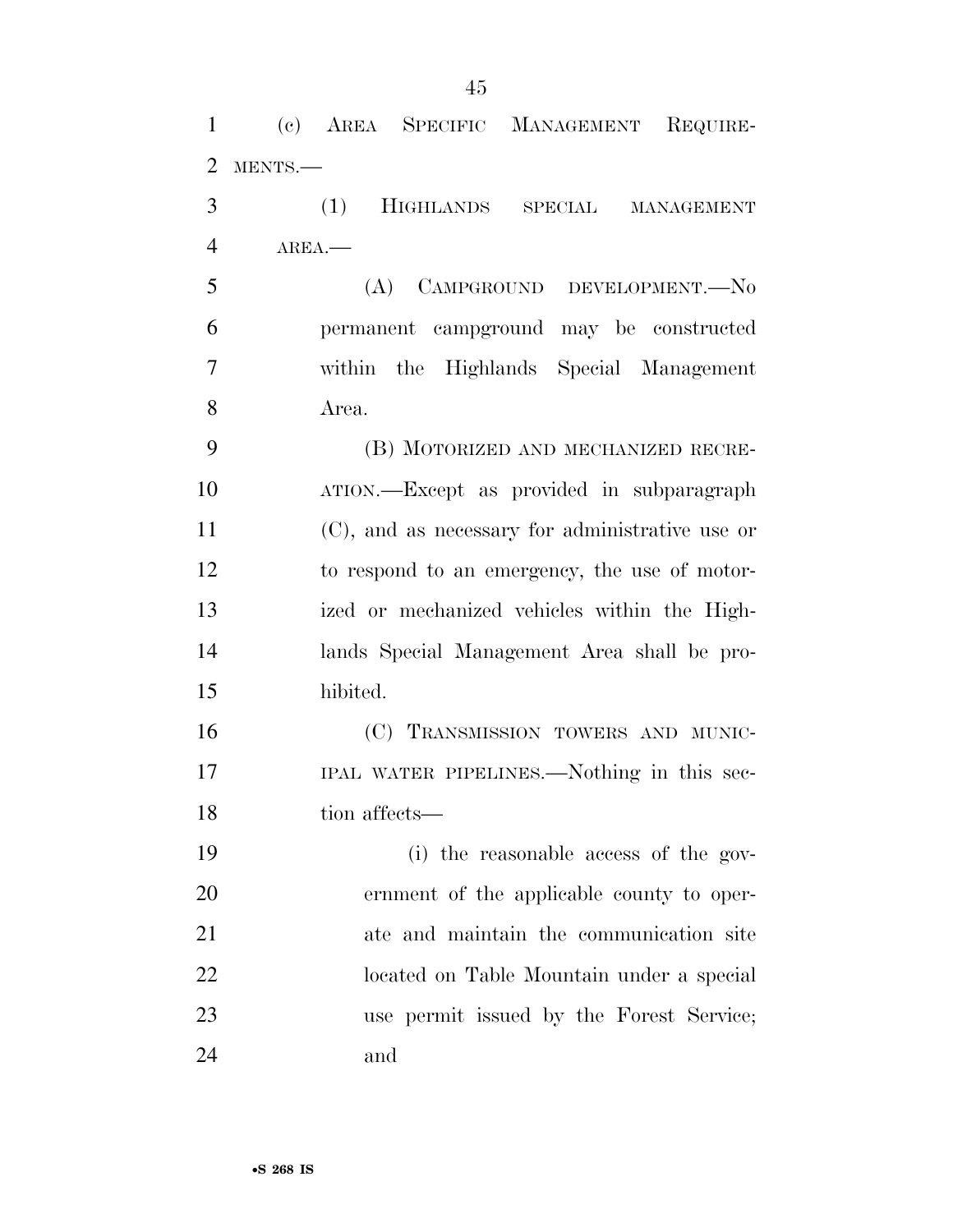(c) AREA SPECIFIC MANAGEMENT REQUIREMENTS.—

(1) HIGHLANDS SPECIAL MANAGEMENT AREA.—

(A) CAMPGROUND DEVELOPMENT.—No permanent campground may be constructed within the Highlands Special Management Area.

(B) MOTORIZED AND MECHANIZED RECREATION.—Except as provided in subparagraph (C), and as necessary for administrative use or to respond to an emergency, the use of motorized or mechanized vehicles within the Highlands Special Management Area shall be prohibited.

(C) TRANSMISSION TOWERS AND MUNICIPAL WATER PIPELINES.—Nothing in this section affects—

(i) the reasonable access of the government of the applicable county to operate and maintain the communication site located on Table Mountain under a special use permit issued by the Forest Service; and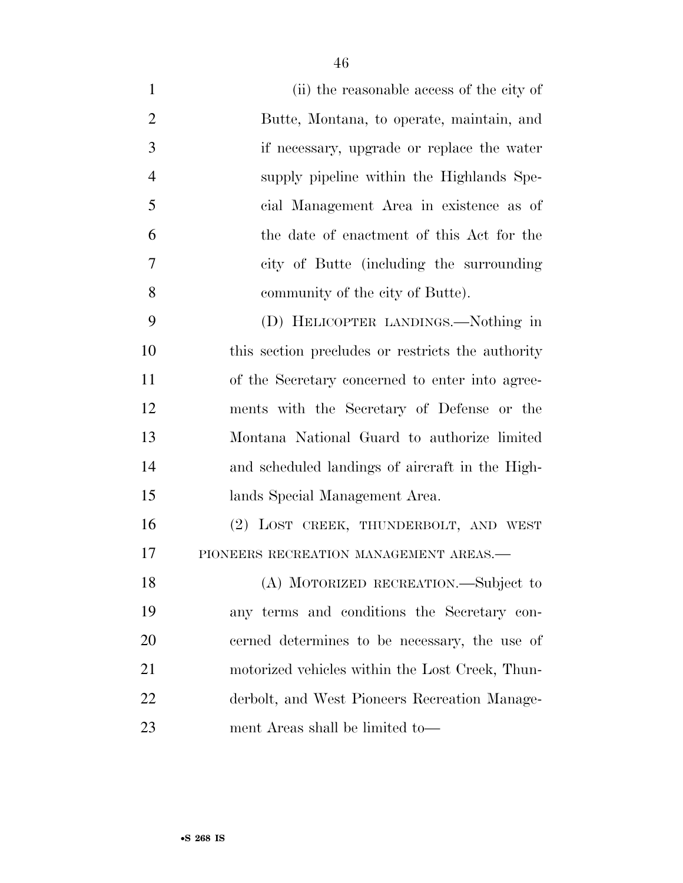(ii) the reasonable access of the city of Butte, Montana, to operate, maintain, and if necessary, upgrade or replace the water supply pipeline within the Highlands Special Management Area in existence as of the date of enactment of this Act for the city of Butte (including the surrounding community of the city of Butte).

(D) HELICOPTER LANDINGS.—Nothing in this section precludes or restricts the authority of the Secretary concerned to enter into agreements with the Secretary of Defense or the Montana National Guard to authorize limited and scheduled landings of aircraft in the Highlands Special Management Area.

(2) LOST CREEK, THUNDERBOLT, AND WEST PIONEERS RECREATION MANAGEMENT AREAS.—

(A) MOTORIZED RECREATION.—Subject to any terms and conditions the Secretary concerned determines to be necessary, the use of motorized vehicles within the Lost Creek, Thunderbolt, and West Pioneers Recreation Management Areas shall be limited to—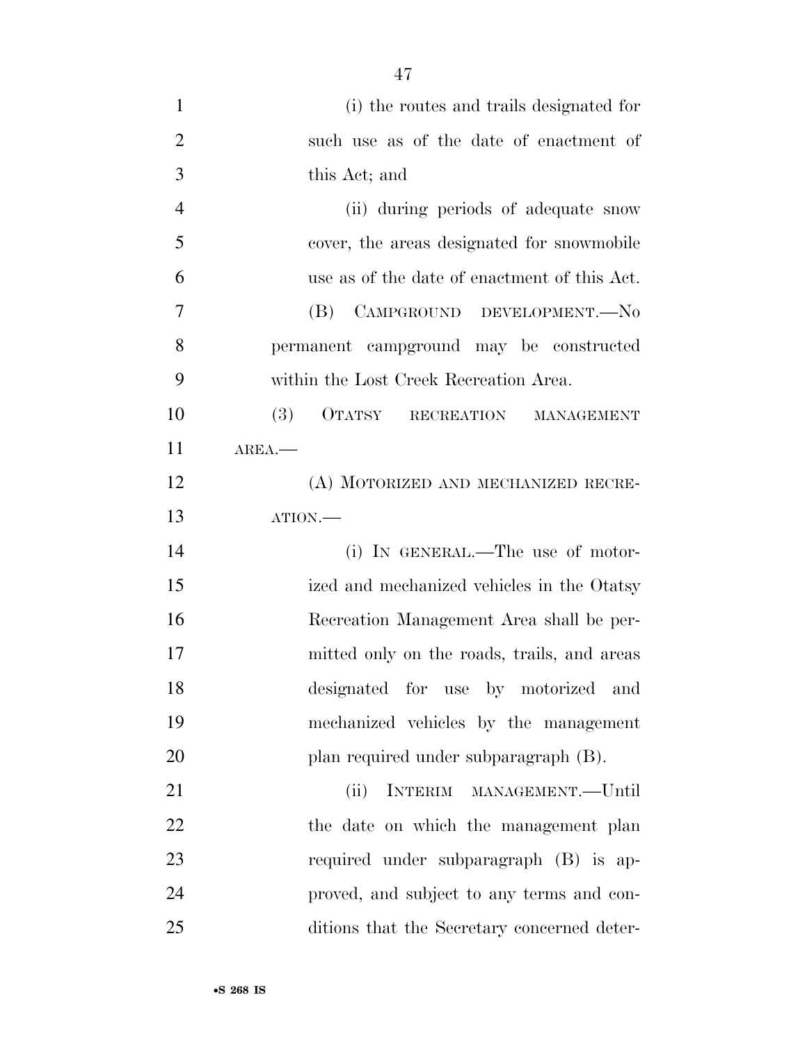(i) the routes and trails designated for such use as of the date of enactment of this Act; and

(ii) during periods of adequate snow cover, the areas designated for snowmobile use as of the date of enactment of this Act.

(B) CAMPGROUND DEVELOPMENT.—No permanent campground may be constructed within the Lost Creek Recreation Area.

(3) OTATSY RECREATION MANAGEMENT AREA.—

(A) MOTORIZED AND MECHANIZED RECREATION.—

(i) IN GENERAL.—The use of motorized and mechanized vehicles in the Otatsy Recreation Management Area shall be permitted only on the roads, trails, and areas designated for use by motorized and mechanized vehicles by the management plan required under subparagraph (B).

(ii) INTERIM MANAGEMENT.—Until the date on which the management plan required under subparagraph (B) is approved, and subject to any terms and conditions that the Secretary concerned deter-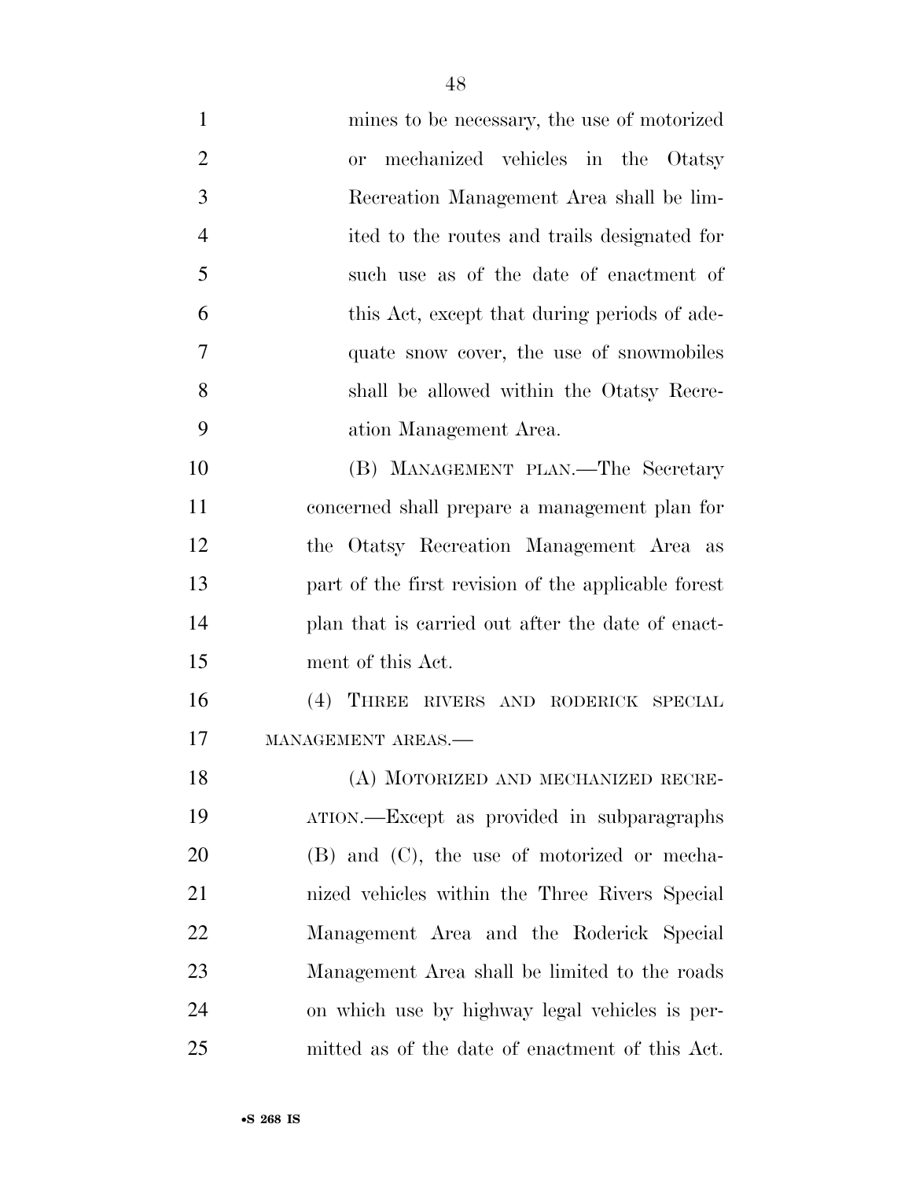mines to be necessary, the use of motorized or mechanized vehicles in the Otatsy Recreation Management Area shall be limited to the routes and trails designated for such use as of the date of enactment of this Act, except that during periods of adequate snow cover, the use of snowmobiles shall be allowed within the Otatsy Recreation Management Area.

(B) MANAGEMENT PLAN.—The Secretary concerned shall prepare a management plan for the Otatsy Recreation Management Area as part of the first revision of the applicable forest plan that is carried out after the date of enactment of this Act.

(4) THREE RIVERS AND RODERICK SPECIAL MANAGEMENT AREAS.—

(A) MOTORIZED AND MECHANIZED RECREATION.—Except as provided in subparagraphs (B) and (C), the use of motorized or mechanized vehicles within the Three Rivers Special Management Area and the Roderick Special Management Area shall be limited to the roads on which use by highway legal vehicles is permitted as of the date of enactment of this Act.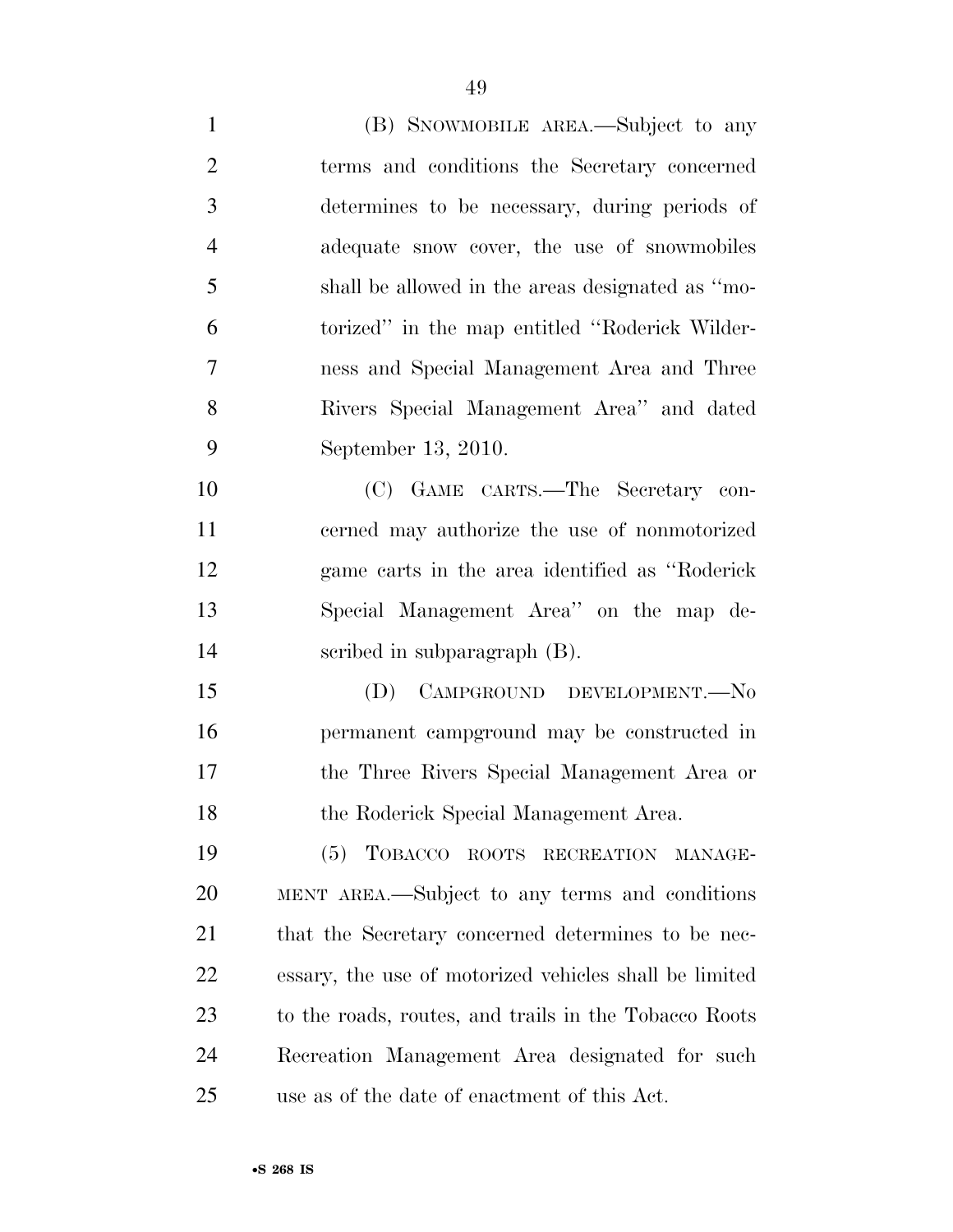(B) SNOWMOBILE AREA.—Subject to any terms and conditions the Secretary concerned determines to be necessary, during periods of adequate snow cover, the use of snowmobiles shall be allowed in the areas designated as "motorized" in the map entitled "Roderick Wilderness and Special Management Area and Three Rivers Special Management Area" and dated September 13, 2010.

(C) GAME CARTS.—The Secretary concerned may authorize the use of nonmotorized game carts in the area identified as "Roderick Special Management Area" on the map described in subparagraph (B).

(D) CAMPGROUND DEVELOPMENT.—No permanent campground may be constructed in the Three Rivers Special Management Area or the Roderick Special Management Area.

(5) TOBACCO ROOTS RECREATION MANAGEMENT AREA.—Subject to any terms and conditions that the Secretary concerned determines to be necessary, the use of motorized vehicles shall be limited to the roads, routes, and trails in the Tobacco Roots Recreation Management Area designated for such use as of the date of enactment of this Act.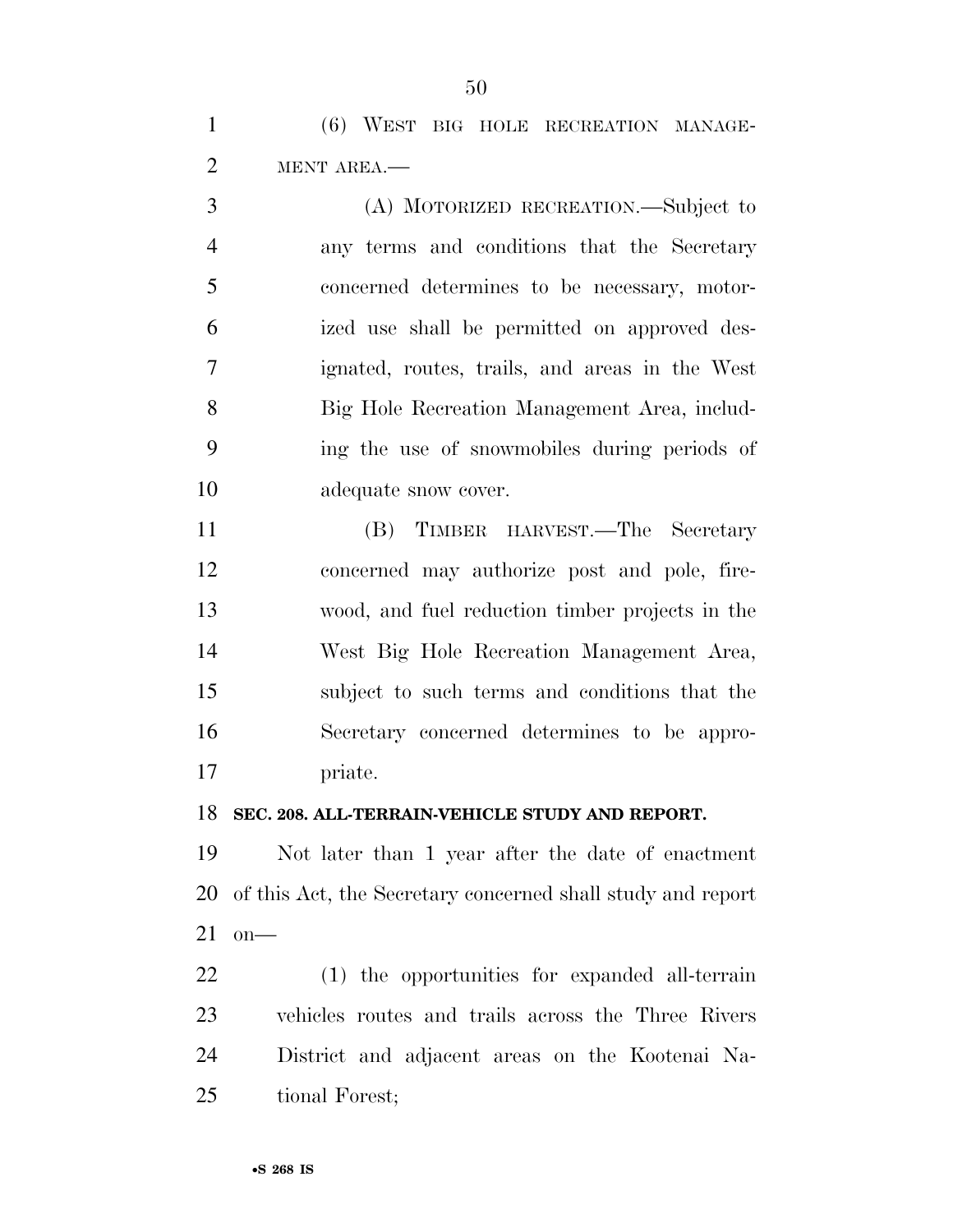(6) WEST BIG HOLE RECREATION MANAGEMENT AREA.—

(A) MOTORIZED RECREATION.—Subject to any terms and conditions that the Secretary concerned determines to be necessary, motorized use shall be permitted on approved designated, routes, trails, and areas in the West Big Hole Recreation Management Area, including the use of snowmobiles during periods of adequate snow cover.

(B) TIMBER HARVEST.—The Secretary concerned may authorize post and pole, firewood, and fuel reduction timber projects in the West Big Hole Recreation Management Area, subject to such terms and conditions that the Secretary concerned determines to be appropriate.

**SEC. 208. ALL-TERRAIN-VEHICLE STUDY AND REPORT.**

Not later than 1 year after the date of enactment of this Act, the Secretary concerned shall study and report on—

(1) the opportunities for expanded all-terrain vehicles routes and trails across the Three Rivers District and adjacent areas on the Kootenai National Forest;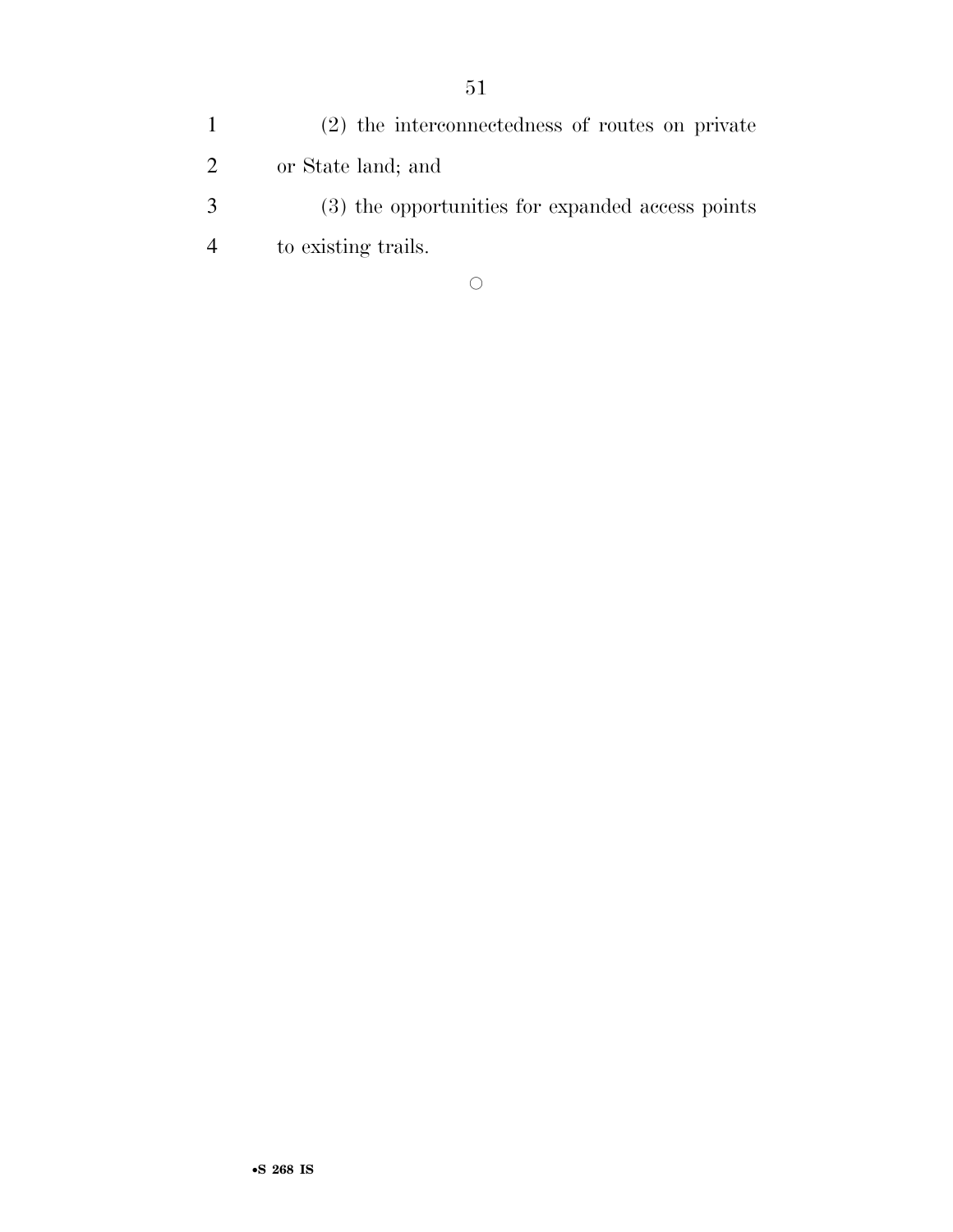(2) the interconnectedness of routes on private or State land; and

(3) the opportunities for expanded access points to existing trails.

○